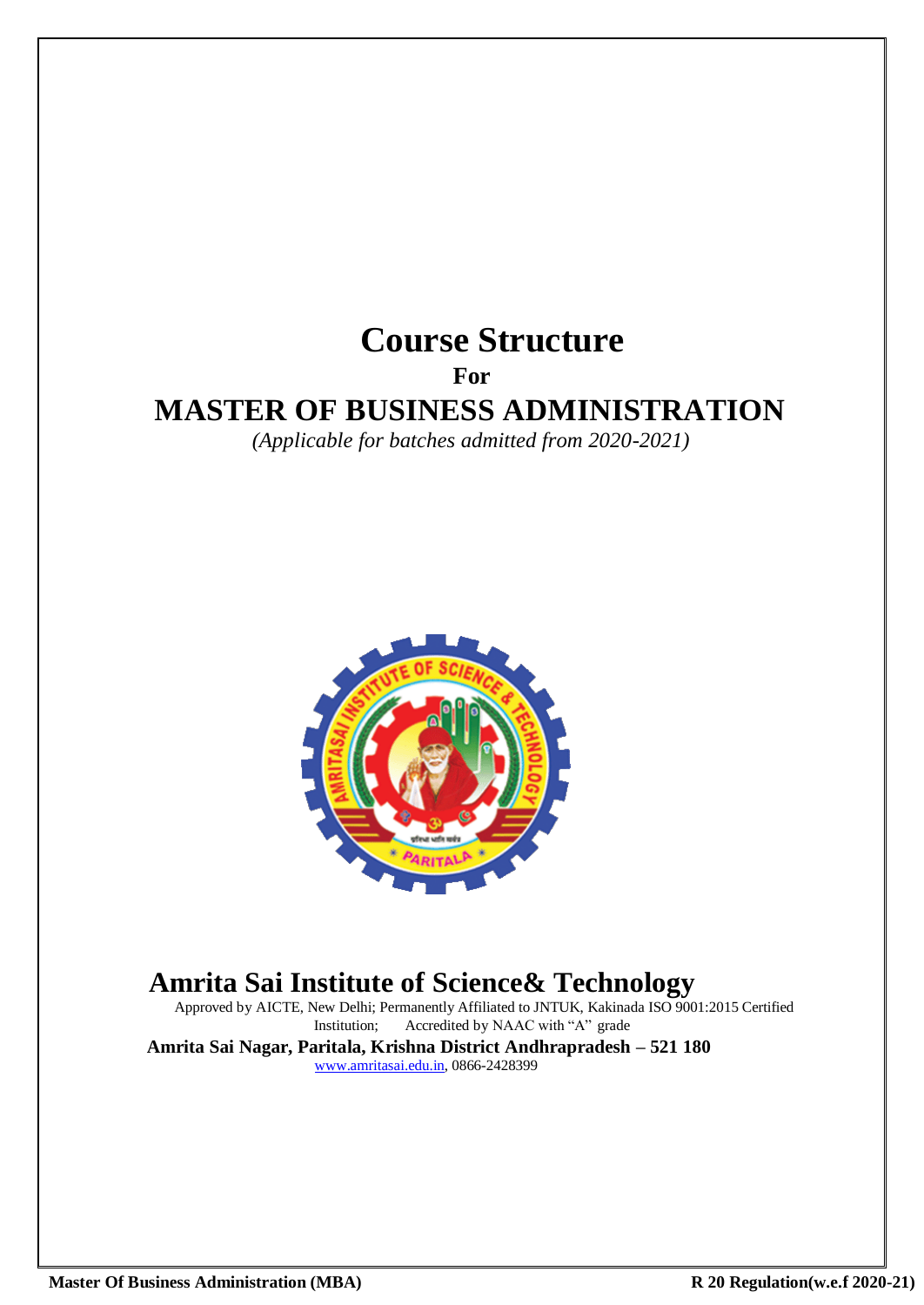# Course Structure

**For**

# MASTER OF BUSINESS ADMINISTRATION

*(Applicable for batches admitted from 2020-2021)*

## Amrita Sai Institute of Science& Technology

Approved by AICTE, New Delhi; Permanently Affiliated to JNTUK, Kakinada ISO 9001:2015 Certified Institution; Accredited by NAAC with "A" grade

**Amrita Sai Nagar, Paritala, Krishna District Andhrapradesh – 521 180**

www.amritasai.edu.in, 0866-2428399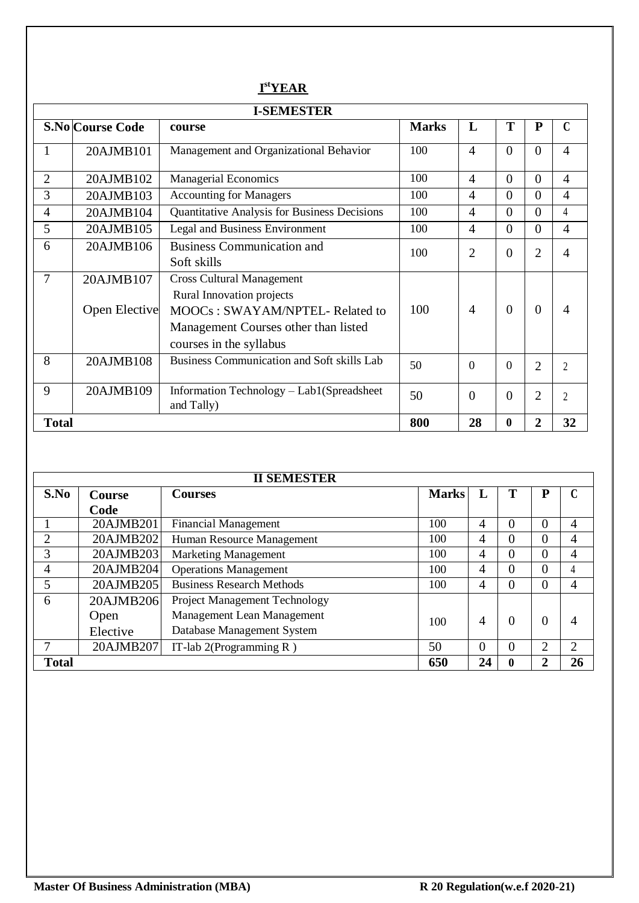## I[st] YEAR

| I-SEMESTER | | | | | | | |
|---|---|---|---|---|---|---|---|
| **S.No** | **Course Code** | **course** | **Marks** | **L** | **T** | **P** | **C** |
| 1 | 20AJMB101 | Management and Organizational Behavior | 100 | 4 | 0 | 0 | 4 |
| 2 | 20AJMB102 | Managerial Economics | 100 | 4 | 0 | 0 | 4 |
| 3 | 20AJMB103 | Accounting for Managers | 100 | 4 | 0 | 0 | 4 |
| 4 | 20AJMB104 | Quantitative Analysis for Business Decisions | 100 | 4 | 0 | 0 | 4 |
| 5 | 20AJMB105 | Legal and Business Environment | 100 | 4 | 0 | 0 | 4 |
| 6 | 20AJMB106 | Business Communication and Soft skills | 100 | 2 | 0 | 2 | 4 |
| 7 | 20AJMB107 Open Elective | Cross Cultural Management<br>Rural Innovation projects<br>MOOCs : SWAYAM/NPTEL- Related to Management Courses other than listed courses in the syllabus | 100 | 4 | 0 | 0 | 4 |
| 8 | 20AJMB108 | Business Communication and Soft skills Lab | 50 | 0 | 0 | 2 | 2 |
| 9 | 20AJMB109 | Information Technology – Lab1(Spreadsheet and Tally) | 50 | 0 | 0 | 2 | 2 |
| **Total** | | | **800** | **28** | **0** | **2** | **32** |

| II SEMESTER | | | | | | | |
|---|---|---|---|---|---|---|---|
| **S.No** | **Course Code** | **Courses** | **Marks** | **L** | **T** | **P** | **C** |
| 1 | 20AJMB201 | Financial Management | 100 | 4 | 0 | 0 | 4 |
| 2 | 20AJMB202 | Human Resource Management | 100 | 4 | 0 | 0 | 4 |
| 3 | 20AJMB203 | Marketing Management | 100 | 4 | 0 | 0 | 4 |
| 4 | 20AJMB204 | Operations Management | 100 | 4 | 0 | 0 | 4 |
| 5 | 20AJMB205 | Business Research Methods | 100 | 4 | 0 | 0 | 4 |
| 6 | 20AJMB206 Open Elective | Project Management Technology<br>Management Lean Management<br>Database Management System | 100 | 4 | 0 | 0 | 4 |
| 7 | 20AJMB207 | IT-lab 2(Programming R ) | 50 | 0 | 0 | 2 | 2 |
| **Total** | | | **650** | **24** | **0** | **2** | **26** |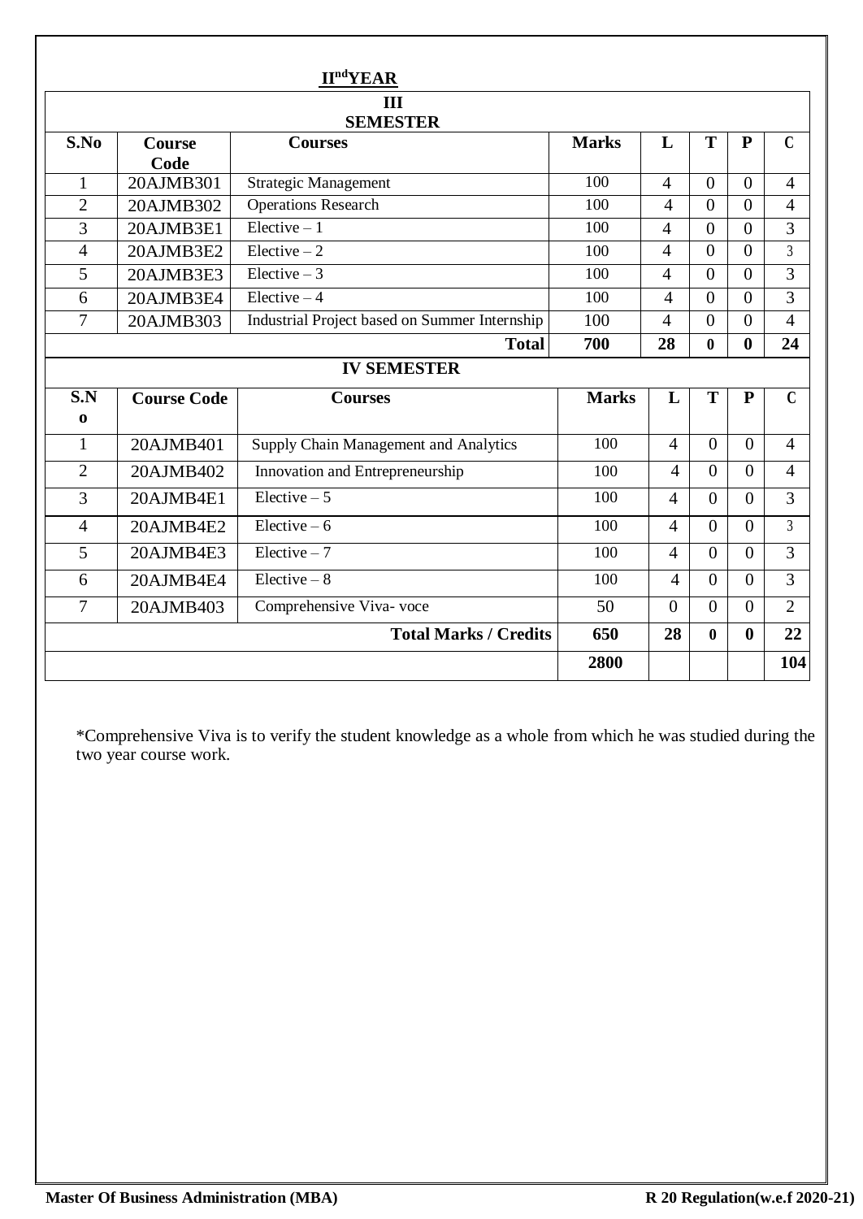## II[nd] YEAR

### III SEMESTER

| S.No | Course Code | Courses | Marks | L | T | P | C |
|---|---|---|---|---|---|---|---|
| 1 | 20AJMB301 | Strategic Management | 100 | 4 | 0 | 0 | 4 |
| 2 | 20AJMB302 | Operations Research | 100 | 4 | 0 | 0 | 4 |
| 3 | 20AJMB3E1 | Elective – 1 | 100 | 4 | 0 | 0 | 3 |
| 4 | 20AJMB3E2 | Elective – 2 | 100 | 4 | 0 | 0 | 3 |
| 5 | 20AJMB3E3 | Elective – 3 | 100 | 4 | 0 | 0 | 3 |
| 6 | 20AJMB3E4 | Elective – 4 | 100 | 4 | 0 | 0 | 3 |
| 7 | 20AJMB303 | Industrial Project based on Summer Internship | 100 | 4 | 0 | 0 | 4 |
| | | **Total** | **700** | **28** | **0** | **0** | **24** |

### IV SEMESTER

| S.No | Course Code | Courses | Marks | L | T | P | C |
|---|---|---|---|---|---|---|---|
| 1 | 20AJMB401 | Supply Chain Management and Analytics | 100 | 4 | 0 | 0 | 4 |
| 2 | 20AJMB402 | Innovation and Entrepreneurship | 100 | 4 | 0 | 0 | 4 |
| 3 | 20AJMB4E1 | Elective – 5 | 100 | 4 | 0 | 0 | 3 |
| 4 | 20AJMB4E2 | Elective – 6 | 100 | 4 | 0 | 0 | 3 |
| 5 | 20AJMB4E3 | Elective – 7 | 100 | 4 | 0 | 0 | 3 |
| 6 | 20AJMB4E4 | Elective – 8 | 100 | 4 | 0 | 0 | 3 |
| 7 | 20AJMB403 | Comprehensive Viva- voce | 50 | 0 | 0 | 0 | 2 |
| | | **Total Marks / Credits** | **650** | **28** | **0** | **0** | **22** |
| | | | **2800** | | | | **104** |

*Comprehensive Viva is to verify the student knowledge as a whole from which he was studied during the two year course work.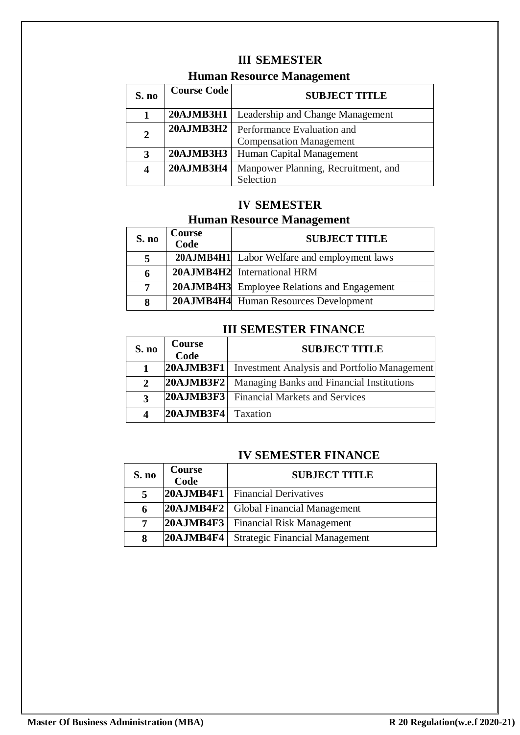## III SEMESTER

### Human Resource Management

| S. no | Course Code | SUBJECT TITLE |
|---|---|---|
| 1 | 20AJMB3H1 | Leadership and Change Management |
| 2 | 20AJMB3H2 | Performance Evaluation and Compensation Management |
| 3 | 20AJMB3H3 | Human Capital Management |
| 4 | 20AJMB3H4 | Manpower Planning, Recruitment, and Selection |

## IV SEMESTER

### Human Resource Management

| S. no | Course Code | SUBJECT TITLE |
|---|---|---|
| 5 | 20AJMB4H1 | Labor Welfare and employment laws |
| 6 | 20AJMB4H2 | International HRM |
| 7 | 20AJMB4H3 | Employee Relations and Engagement |
| 8 | 20AJMB4H4 | Human Resources Development |

## III SEMESTER FINANCE

| S. no | Course Code | SUBJECT TITLE |
|---|---|---|
| 1 | 20AJMB3F1 | Investment Analysis and Portfolio Management |
| 2 | 20AJMB3F2 | Managing Banks and Financial Institutions |
| 3 | 20AJMB3F3 | Financial Markets and Services |
| 4 | 20AJMB3F4 | Taxation |

## IV SEMESTER FINANCE

| S. no | Course Code | SUBJECT TITLE |
|---|---|---|
| 5 | 20AJMB4F1 | Financial Derivatives |
| 6 | 20AJMB4F2 | Global Financial Management |
| 7 | 20AJMB4F3 | Financial Risk Management |
| 8 | 20AJMB4F4 | Strategic Financial Management |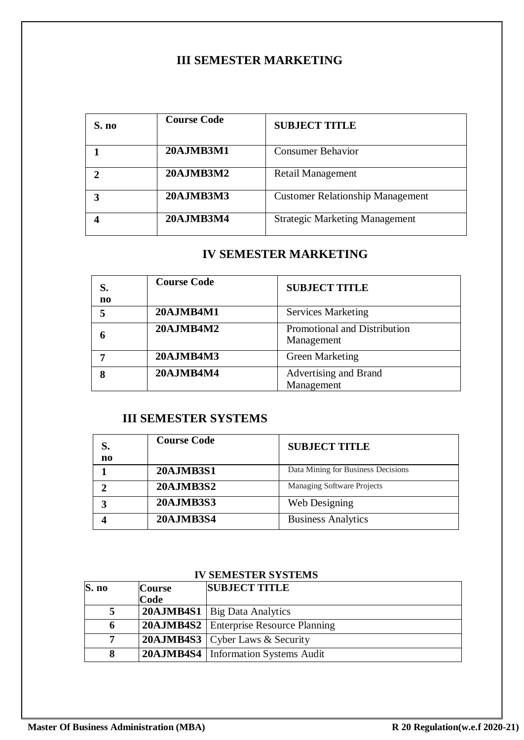## III SEMESTER MARKETING

| S. no | Course Code | SUBJECT TITLE |
|---|---|---|
| 1 | 20AJMB3M1 | Consumer Behavior |
| 2 | 20AJMB3M2 | Retail Management |
| 3 | 20AJMB3M3 | Customer Relationship Management |
| 4 | 20AJMB3M4 | Strategic Marketing Management |

## IV SEMESTER MARKETING

| S. no | Course Code | SUBJECT TITLE |
|---|---|---|
| 5 | 20AJMB4M1 | Services Marketing |
| 6 | 20AJMB4M2 | Promotional and Distribution Management |
| 7 | 20AJMB4M3 | Green Marketing |
| 8 | 20AJMB4M4 | Advertising and Brand Management |

## III SEMESTER SYSTEMS

| S. no | Course Code | SUBJECT TITLE |
|---|---|---|
| 1 | 20AJMB3S1 | Data Mining for Business Decisions |
| 2 | 20AJMB3S2 | Managing Software Projects |
| 3 | 20AJMB3S3 | Web Designing |
| 4 | 20AJMB3S4 | Business Analytics |

## IV SEMESTER SYSTEMS

| S. no | Course Code | SUBJECT TITLE |
|---|---|---|
| 5 | 20AJMB4S1 | Big Data Analytics |
| 6 | 20AJMB4S2 | Enterprise Resource Planning |
| 7 | 20AJMB4S3 | Cyber Laws & Security |
| 8 | 20AJMB4S4 | Information Systems Audit |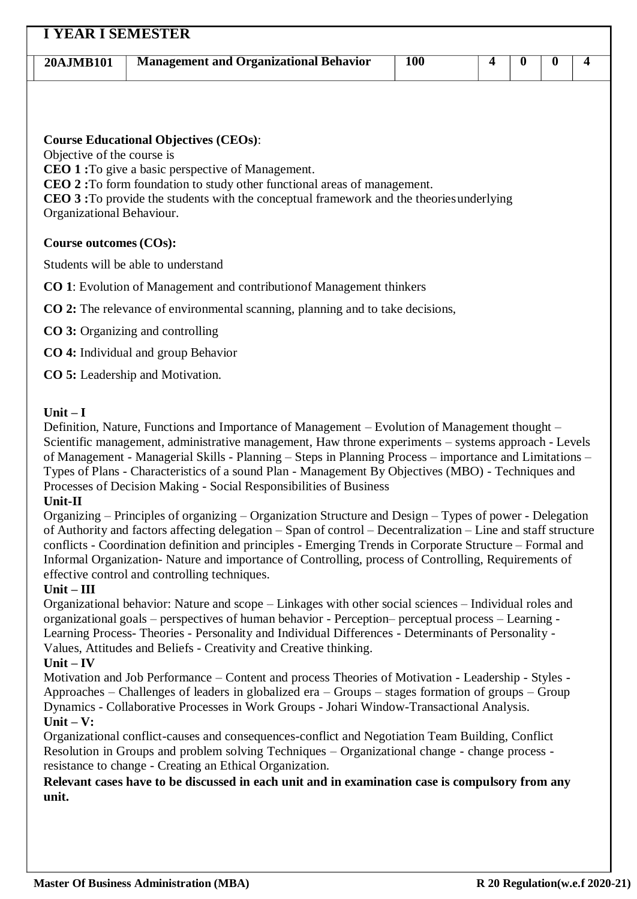## I YEAR I SEMESTER

| 20AJMB101 | Management and Organizational Behavior | 100 | 4 | 0 | 0 | 4 |
|---|---|---|---|---|---|---|

**Course Educational Objectives (CEOs)**:

Objective of the course is

**CEO 1 :**To give a basic perspective of Management.

**CEO 2 :**To form foundation to study other functional areas of management.

**CEO 3 :**To provide the students with the conceptual framework and the theoriesunderlying Organizational Behaviour.

**Course outcomes (COs):**

Students will be able to understand

**CO 1**: Evolution of Management and contributionof Management thinkers

**CO 2:** The relevance of environmental scanning, planning and to take decisions,

**CO 3:** Organizing and controlling

**CO 4:** Individual and group Behavior

**CO 5:** Leadership and Motivation.

**Unit – I**

Definition, Nature, Functions and Importance of Management – Evolution of Management thought – Scientific management, administrative management, Haw throne experiments – systems approach - Levels of Management - Managerial Skills - Planning – Steps in Planning Process – importance and Limitations – Types of Plans - Characteristics of a sound Plan - Management By Objectives (MBO) - Techniques and Processes of Decision Making - Social Responsibilities of Business

**Unit-II**

Organizing – Principles of organizing – Organization Structure and Design – Types of power - Delegation of Authority and factors affecting delegation – Span of control – Decentralization – Line and staff structure conflicts - Coordination definition and principles - Emerging Trends in Corporate Structure – Formal and Informal Organization- Nature and importance of Controlling, process of Controlling, Requirements of effective control and controlling techniques.

**Unit – III**

Organizational behavior: Nature and scope – Linkages with other social sciences – Individual roles and organizational goals – perspectives of human behavior - Perception– perceptual process – Learning - Learning Process- Theories - Personality and Individual Differences - Determinants of Personality - Values, Attitudes and Beliefs - Creativity and Creative thinking.

**Unit – IV**

Motivation and Job Performance – Content and process Theories of Motivation - Leadership - Styles - Approaches – Challenges of leaders in globalized era – Groups – stages formation of groups – Group Dynamics - Collaborative Processes in Work Groups - Johari Window-Transactional Analysis.

**Unit – V:**

Organizational conflict-causes and consequences-conflict and Negotiation Team Building, Conflict Resolution in Groups and problem solving Techniques – Organizational change - change process - resistance to change - Creating an Ethical Organization.

**Relevant cases have to be discussed in each unit and in examination case is compulsory from any unit.**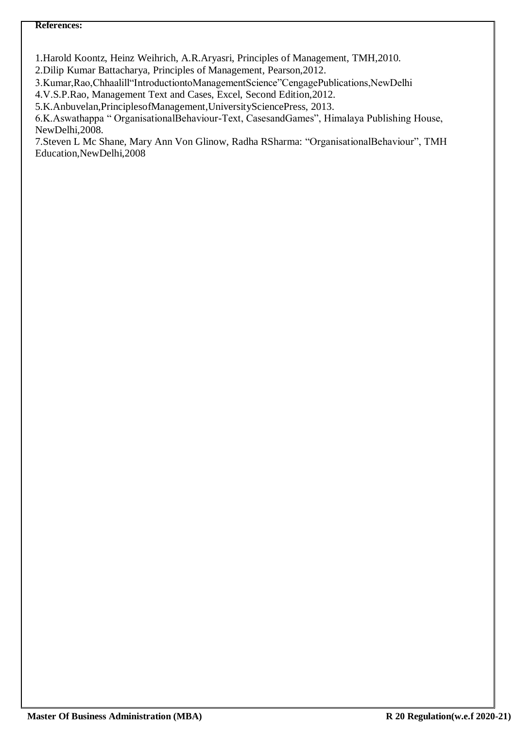**References:**

1.Harold Koontz, Heinz Weihrich, A.R.Aryasri, Principles of Management, TMH,2010.
2.Dilip Kumar Battacharya, Principles of Management, Pearson,2012.
3.Kumar,Rao,Chhaalill"IntroductiontoManagementScience"CengagePublications,NewDelhi
4.V.S.P.Rao, Management Text and Cases, Excel, Second Edition,2012.
5.K.Anbuvelan,PrinciplesofManagement,UniversitySciencePress, 2013.
6.K.Aswathappa " OrganisationalBehaviour-Text, CasesandGames", Himalaya Publishing House, NewDelhi,2008.
7.Steven L Mc Shane, Mary Ann Von Glinow, Radha RSharma: "OrganisationalBehaviour", TMH Education,NewDelhi,2008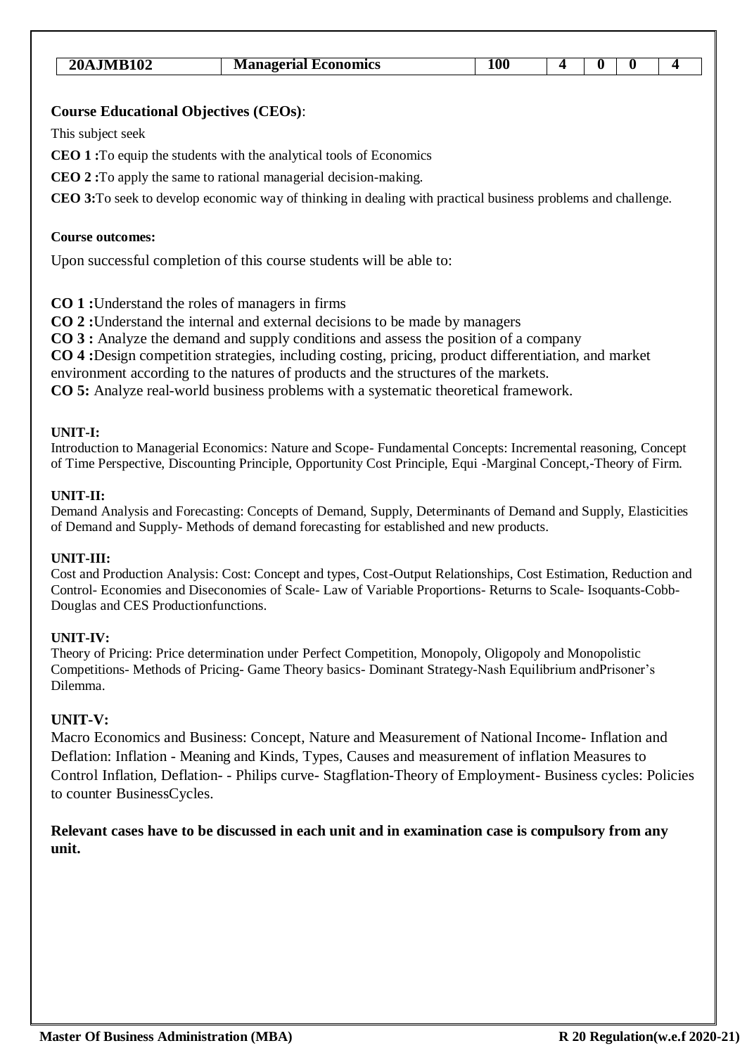| 20AJMB102 | Managerial Economics | 100 | 4 | 0 | 0 | 4 |
|---|---|---|---|---|---|---|

**Course Educational Objectives (CEOs)**:

This subject seek

**CEO 1 :**To equip the students with the analytical tools of Economics

**CEO 2 :**To apply the same to rational managerial decision-making.

**CEO 3:**To seek to develop economic way of thinking in dealing with practical business problems and challenge.

**Course outcomes:**

Upon successful completion of this course students will be able to:

**CO 1 :**Understand the roles of managers in firms

**CO 2 :**Understand the internal and external decisions to be made by managers

**CO 3 :** Analyze the demand and supply conditions and assess the position of a company

**CO 4 :**Design competition strategies, including costing, pricing, product differentiation, and market environment according to the natures of products and the structures of the markets.

**CO 5:** Analyze real-world business problems with a systematic theoretical framework.

**UNIT-I:**

Introduction to Managerial Economics: Nature and Scope- Fundamental Concepts: Incremental reasoning, Concept of Time Perspective, Discounting Principle, Opportunity Cost Principle, Equi -Marginal Concept,-Theory of Firm.

**UNIT-II:**

Demand Analysis and Forecasting: Concepts of Demand, Supply, Determinants of Demand and Supply, Elasticities of Demand and Supply- Methods of demand forecasting for established and new products.

**UNIT-III:**

Cost and Production Analysis: Cost: Concept and types, Cost-Output Relationships, Cost Estimation, Reduction and Control- Economies and Diseconomies of Scale- Law of Variable Proportions- Returns to Scale- Isoquants-Cobb-Douglas and CES Productionfunctions.

**UNIT-IV:**

Theory of Pricing: Price determination under Perfect Competition, Monopoly, Oligopoly and Monopolistic Competitions- Methods of Pricing- Game Theory basics- Dominant Strategy-Nash Equilibrium andPrisoner's Dilemma.

**UNIT-V:**

Macro Economics and Business: Concept, Nature and Measurement of National Income- Inflation and Deflation: Inflation - Meaning and Kinds, Types, Causes and measurement of inflation Measures to Control Inflation, Deflation- - Philips curve- Stagflation-Theory of Employment- Business cycles: Policies to counter BusinessCycles.

**Relevant cases have to be discussed in each unit and in examination case is compulsory from any unit.**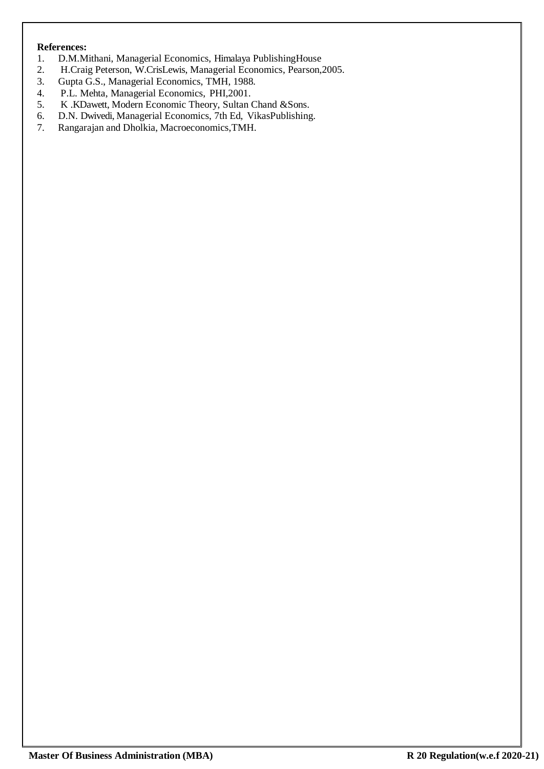**References:**

1. D.M.Mithani, Managerial Economics, Himalaya PublishingHouse
2. H.Craig Peterson, W.CrisLewis, Managerial Economics, Pearson,2005.
3. Gupta G.S., Managerial Economics, TMH, 1988.
4. P.L. Mehta, Managerial Economics, PHI,2001.
5. K .KDawett, Modern Economic Theory, Sultan Chand &Sons.
6. D.N. Dwivedi, Managerial Economics, 7th Ed, VikasPublishing.
7. Rangarajan and Dholkia, Macroeconomics,TMH.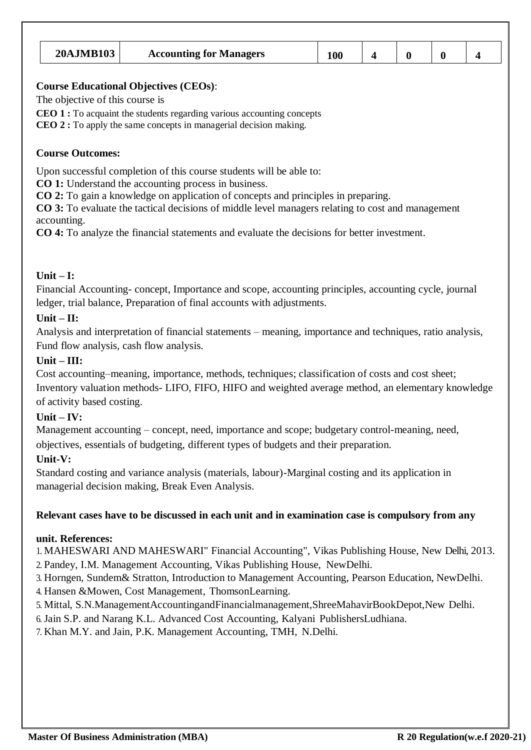| 20AJMB103 | Accounting for Managers | 100 | 4 | 0 | 0 | 4 |
|---|---|---|---|---|---|---|

**Course Educational Objectives (CEOs)**:

The objective of this course is

**CEO 1 :** To acquaint the students regarding various accounting concepts

**CEO 2 :** To apply the same concepts in managerial decision making.

**Course Outcomes:**

Upon successful completion of this course students will be able to:

**CO 1:** Understand the accounting process in business.

**CO 2:** To gain a knowledge on application of concepts and principles in preparing.

**CO 3:** To evaluate the tactical decisions of middle level managers relating to cost and management accounting.

**CO 4:** To analyze the financial statements and evaluate the decisions for better investment.

**Unit – I:**

Financial Accounting- concept, Importance and scope, accounting principles, accounting cycle, journal ledger, trial balance, Preparation of final accounts with adjustments.

**Unit – II:**

Analysis and interpretation of financial statements – meaning, importance and techniques, ratio analysis, Fund flow analysis, cash flow analysis.

**Unit – III:**

Cost accounting–meaning, importance, methods, techniques; classification of costs and cost sheet; Inventory valuation methods- LIFO, FIFO, HIFO and weighted average method, an elementary knowledge of activity based costing.

**Unit – IV:**

Management accounting – concept, need, importance and scope; budgetary control-meaning, need, objectives, essentials of budgeting, different types of budgets and their preparation.

**Unit-V:**

Standard costing and variance analysis (materials, labour)-Marginal costing and its application in managerial decision making, Break Even Analysis.

**Relevant cases have to be discussed in each unit and in examination case is compulsory from any unit. References:**

1. MAHESWARI AND MAHESWARI" Financial Accounting", Vikas Publishing House, New Delhi, 2013.
2. Pandey, I.M. Management Accounting, Vikas Publishing House, NewDelhi.
3. Horngen, Sundem& Stratton, Introduction to Management Accounting, Pearson Education, NewDelhi.
4. Hansen &Mowen, Cost Management, ThomsonLearning.
5. Mittal, S.N.ManagementAccountingandFinancialmanagement,ShreeMahavirBookDepot,New Delhi.
6. Jain S.P. and Narang K.L. Advanced Cost Accounting, Kalyani PublishersLudhiana.
7. Khan M.Y. and Jain, P.K. Management Accounting, TMH, N.Delhi.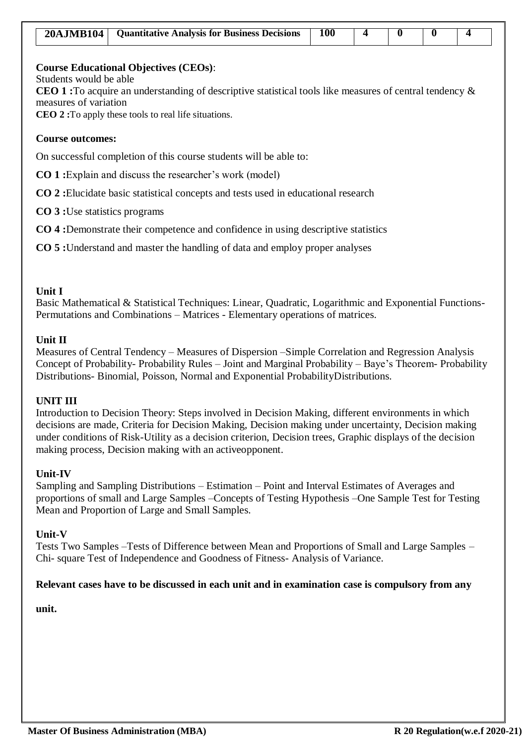| 20AJMB104 | Quantitative Analysis for Business Decisions | 100 | 4 | 0 | 0 | 4 |
|---|---|---|---|---|---|---|

**Course Educational Objectives (CEOs)**:

Students would be able

**CEO 1 :**To acquire an understanding of descriptive statistical tools like measures of central tendency & measures of variation

**CEO 2 :**To apply these tools to real life situations.

**Course outcomes:**

On successful completion of this course students will be able to:

**CO 1 :**Explain and discuss the researcher's work (model)

**CO 2 :**Elucidate basic statistical concepts and tests used in educational research

**CO 3 :**Use statistics programs

**CO 4 :**Demonstrate their competence and confidence in using descriptive statistics

**CO 5 :**Understand and master the handling of data and employ proper analyses

**Unit I**

Basic Mathematical & Statistical Techniques: Linear, Quadratic, Logarithmic and Exponential Functions-Permutations and Combinations – Matrices - Elementary operations of matrices.

**Unit II**

Measures of Central Tendency – Measures of Dispersion –Simple Correlation and Regression Analysis Concept of Probability- Probability Rules – Joint and Marginal Probability – Baye's Theorem- Probability Distributions- Binomial, Poisson, Normal and Exponential ProbabilityDistributions.

**UNIT III**

Introduction to Decision Theory: Steps involved in Decision Making, different environments in which decisions are made, Criteria for Decision Making, Decision making under uncertainty, Decision making under conditions of Risk-Utility as a decision criterion, Decision trees, Graphic displays of the decision making process, Decision making with an activeopponent.

**Unit-IV**

Sampling and Sampling Distributions – Estimation – Point and Interval Estimates of Averages and proportions of small and Large Samples –Concepts of Testing Hypothesis –One Sample Test for Testing Mean and Proportion of Large and Small Samples.

**Unit-V**

Tests Two Samples –Tests of Difference between Mean and Proportions of Small and Large Samples – Chi- square Test of Independence and Goodness of Fitness- Analysis of Variance.

**Relevant cases have to be discussed in each unit and in examination case is compulsory from any unit.**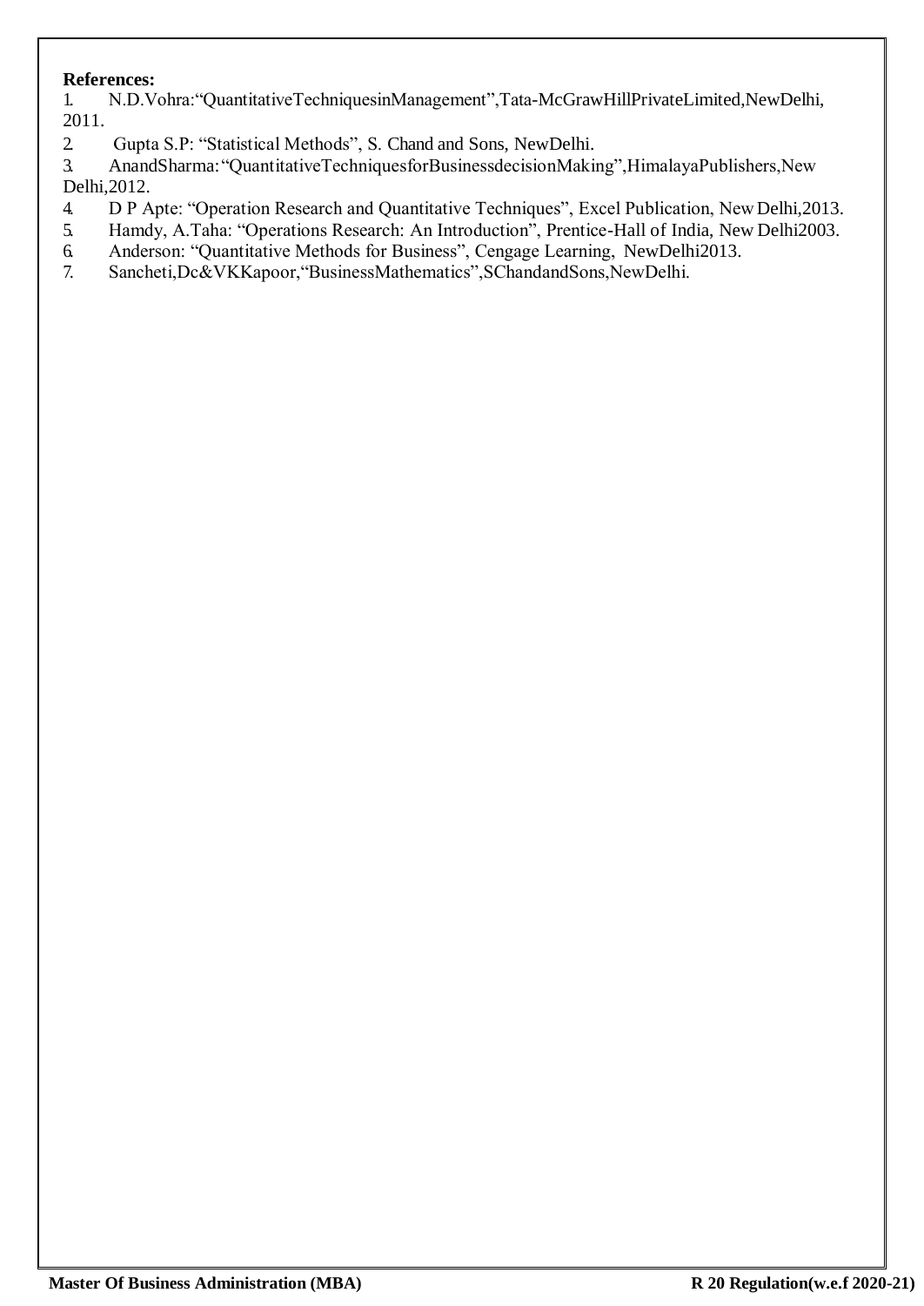**References:**

1. N.D.Vohra:"QuantitativeTechniquesinManagement",Tata-McGrawHillPrivateLimited,NewDelhi, 2011.
2. Gupta S.P: "Statistical Methods", S. Chand and Sons, NewDelhi.
3. AnandSharma:"QuantitativeTechniquesforBusinessdecisionMaking",HimalayaPublishers,New Delhi,2012.
4. D P Apte: "Operation Research and Quantitative Techniques", Excel Publication, New Delhi,2013.
5. Hamdy, A.Taha: "Operations Research: An Introduction", Prentice-Hall of India, New Delhi2003.
6. Anderson: "Quantitative Methods for Business", Cengage Learning, NewDelhi2013.
7. Sancheti,Dc&VKKapoor,"BusinessMathematics",SChandandSons,NewDelhi.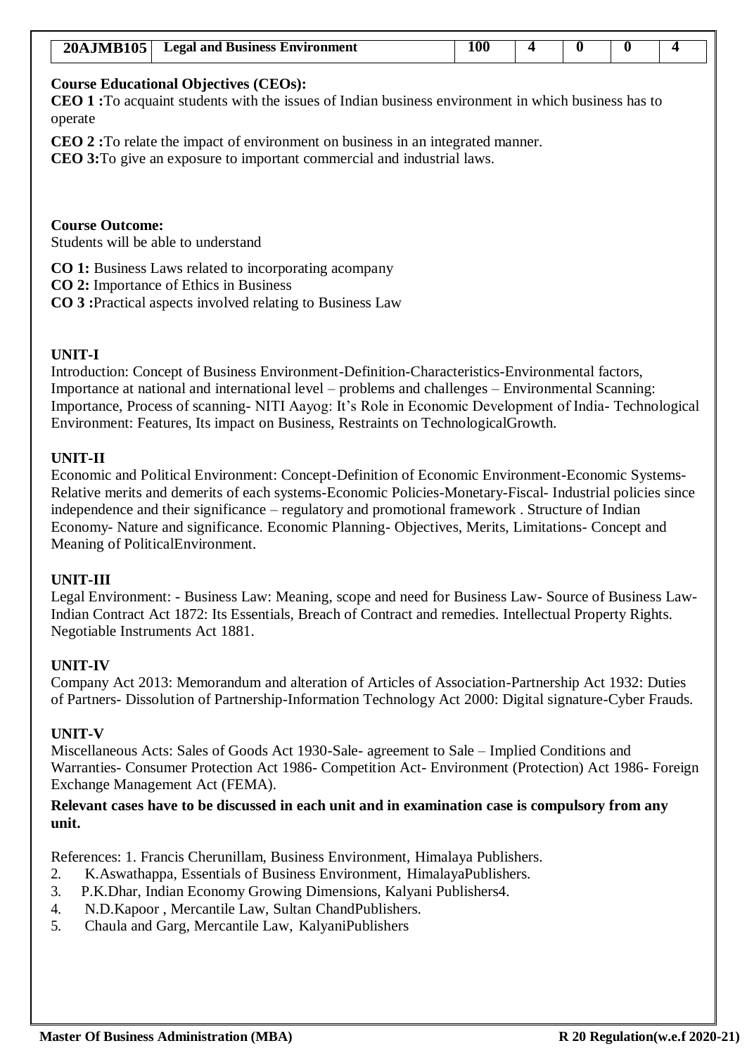| 20AJMB105 | Legal and Business Environment | 100 | 4 | 0 | 0 | 4 |
|---|---|---|---|---|---|---|

**Course Educational Objectives (CEOs):**

**CEO 1 :**To acquaint students with the issues of Indian business environment in which business has to operate

**CEO 2 :**To relate the impact of environment on business in an integrated manner.
**CEO 3:**To give an exposure to important commercial and industrial laws.

**Course Outcome:**

Students will be able to understand

**CO 1:** Business Laws related to incorporating acompany
**CO 2:** Importance of Ethics in Business
**CO 3 :**Practical aspects involved relating to Business Law

**UNIT-I**

Introduction: Concept of Business Environment-Definition-Characteristics-Environmental factors, Importance at national and international level – problems and challenges – Environmental Scanning: Importance, Process of scanning- NITI Aayog: It's Role in Economic Development of India- Technological Environment: Features, Its impact on Business, Restraints on TechnologicalGrowth.

**UNIT-II**

Economic and Political Environment: Concept-Definition of Economic Environment-Economic Systems-Relative merits and demerits of each systems-Economic Policies-Monetary-Fiscal- Industrial policies since independence and their significance – regulatory and promotional framework . Structure of Indian Economy- Nature and significance. Economic Planning- Objectives, Merits, Limitations- Concept and Meaning of PoliticalEnvironment.

**UNIT-III**

Legal Environment: - Business Law: Meaning, scope and need for Business Law- Source of Business Law- Indian Contract Act 1872: Its Essentials, Breach of Contract and remedies. Intellectual Property Rights. Negotiable Instruments Act 1881.

**UNIT-IV**

Company Act 2013: Memorandum and alteration of Articles of Association-Partnership Act 1932: Duties of Partners- Dissolution of Partnership-Information Technology Act 2000: Digital signature-Cyber Frauds.

**UNIT-V**

Miscellaneous Acts: Sales of Goods Act 1930-Sale- agreement to Sale – Implied Conditions and Warranties- Consumer Protection Act 1986- Competition Act- Environment (Protection) Act 1986- Foreign Exchange Management Act (FEMA).

**Relevant cases have to be discussed in each unit and in examination case is compulsory from any unit.**

References: 1. Francis Cherunillam, Business Environment, Himalaya Publishers.
2. K.Aswathappa, Essentials of Business Environment, HimalayaPublishers.
3. P.K.Dhar, Indian Economy Growing Dimensions, Kalyani Publishers4.
4. N.D.Kapoor , Mercantile Law, Sultan ChandPublishers.
5. Chaula and Garg, Mercantile Law, KalyaniPublishers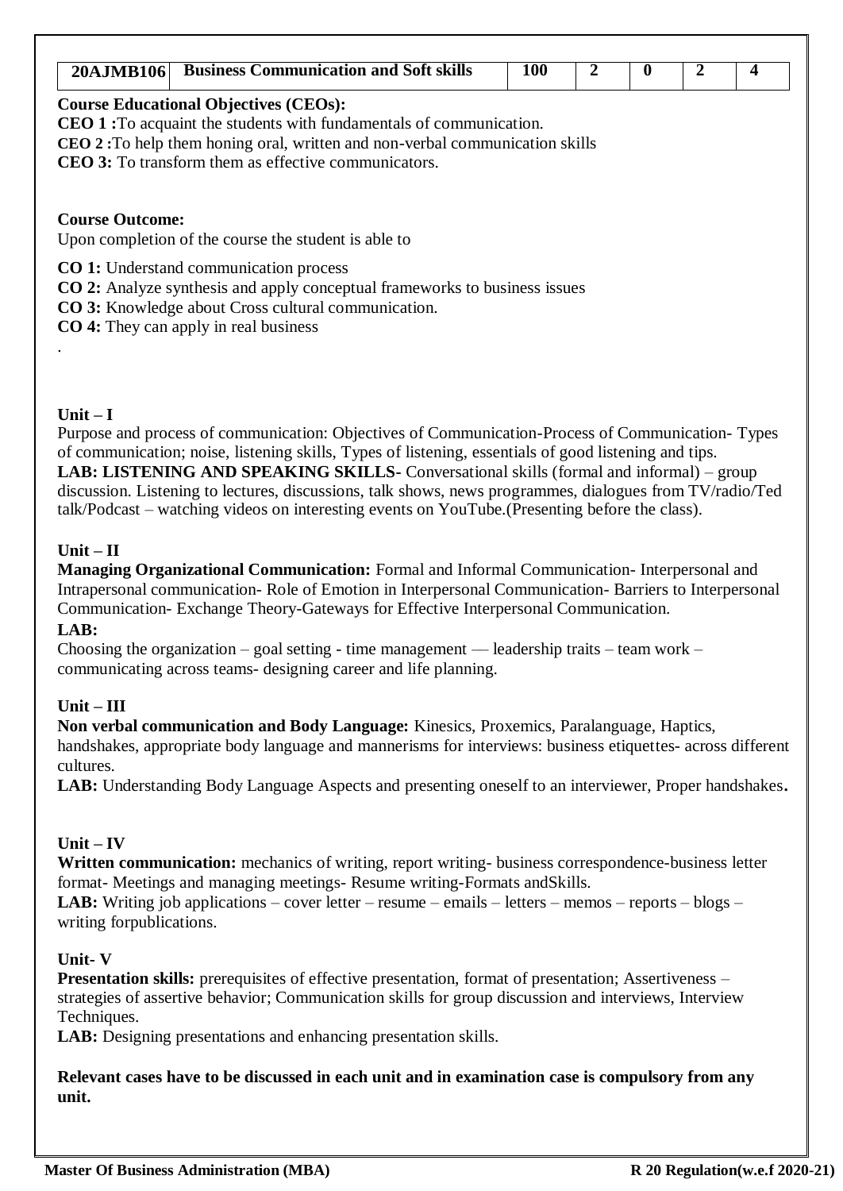| 20AJMB106 | Business Communication and Soft skills | 100 | 2 | 0 | 2 | 4 |
|---|---|---|---|---|---|---|

**Course Educational Objectives (CEOs):**

**CEO 1 :**To acquaint the students with fundamentals of communication.

**CEO 2 :**To help them honing oral, written and non-verbal communication skills

**CEO 3:** To transform them as effective communicators.

**Course Outcome:**

Upon completion of the course the student is able to

**CO 1:** Understand communication process

**CO 2:** Analyze synthesis and apply conceptual frameworks to business issues

**CO 3:** Knowledge about Cross cultural communication.

**CO 4:** They can apply in real business

.

**Unit – I**

Purpose and process of communication: Objectives of Communication-Process of Communication- Types of communication; noise, listening skills, Types of listening, essentials of good listening and tips.

**LAB: LISTENING AND SPEAKING SKILLS**- Conversational skills (formal and informal) – group discussion. Listening to lectures, discussions, talk shows, news programmes, dialogues from TV/radio/Ted talk/Podcast – watching videos on interesting events on YouTube.(Presenting before the class).

**Unit – II**

**Managing Organizational Communication:** Formal and Informal Communication- Interpersonal and Intrapersonal communication- Role of Emotion in Interpersonal Communication- Barriers to Interpersonal Communication- Exchange Theory-Gateways for Effective Interpersonal Communication.

**LAB:**

Choosing the organization – goal setting - time management — leadership traits – team work – communicating across teams- designing career and life planning.

**Unit – III**

**Non verbal communication and Body Language:** Kinesics, Proxemics, Paralanguage, Haptics, handshakes, appropriate body language and mannerisms for interviews: business etiquettes- across different cultures.

**LAB:** Understanding Body Language Aspects and presenting oneself to an interviewer, Proper handshakes.

**Unit – IV**

**Written communication:** mechanics of writing, report writing- business correspondence-business letter format- Meetings and managing meetings- Resume writing-Formats andSkills.

**LAB:** Writing job applications – cover letter – resume – emails – letters – memos – reports – blogs – writing forpublications.

**Unit- V**

**Presentation skills:** prerequisites of effective presentation, format of presentation; Assertiveness – strategies of assertive behavior; Communication skills for group discussion and interviews, Interview Techniques.

**LAB:** Designing presentations and enhancing presentation skills.

**Relevant cases have to be discussed in each unit and in examination case is compulsory from any unit.**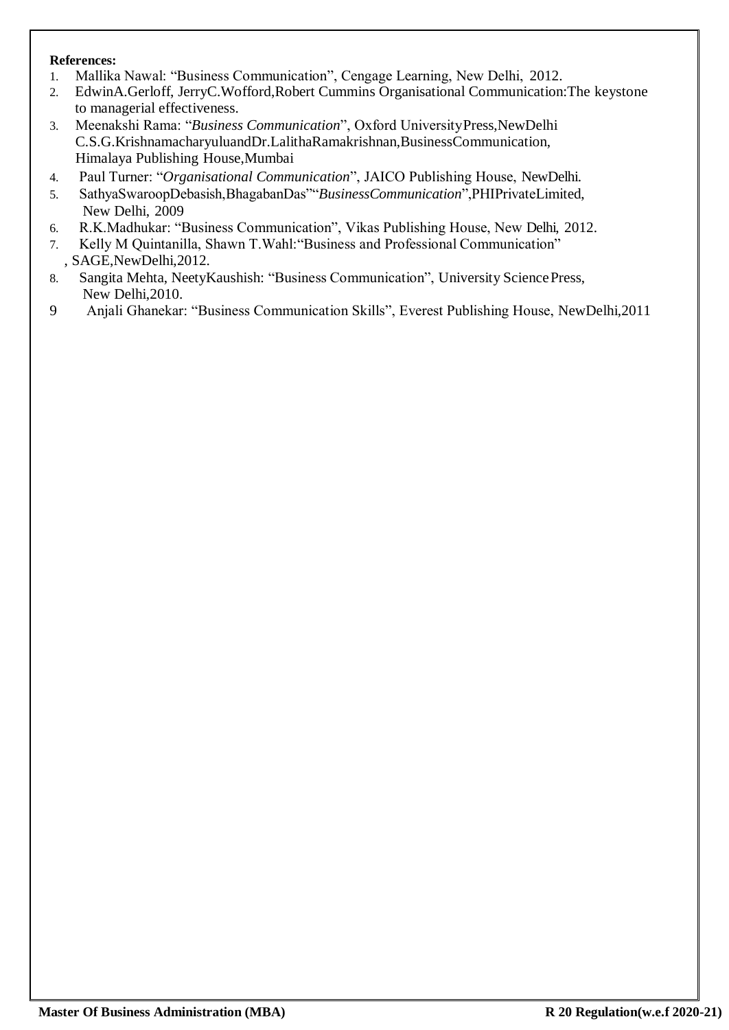**References:**

1. Mallika Nawal: "Business Communication", Cengage Learning, New Delhi, 2012.
2. EdwinA.Gerloff, JerryC.Wofford,Robert Cummins Organisational Communication:The keystone to managerial effectiveness.
3. Meenakshi Rama: "*Business Communication*", Oxford UniversityPress,NewDelhi C.S.G.KrishnamacharyuluandDr.LalithaRamakrishnan,BusinessCommunication, Himalaya Publishing House,Mumbai
4. Paul Turner: "*Organisational Communication*", JAICO Publishing House, NewDelhi.
5. SathyaSwaroopDebasish,BhagabanDas""*BusinessCommunication*",PHIPrivateLimited, New Delhi, 2009
6. R.K.Madhukar: "Business Communication", Vikas Publishing House, New Delhi, 2012.
7. Kelly M Quintanilla, Shawn T.Wahl:"Business and Professional Communication" , SAGE,NewDelhi,2012.
8. Sangita Mehta, NeetyKaushish: "Business Communication", University Science Press, New Delhi,2010.
9. Anjali Ghanekar: "Business Communication Skills", Everest Publishing House, NewDelhi,2011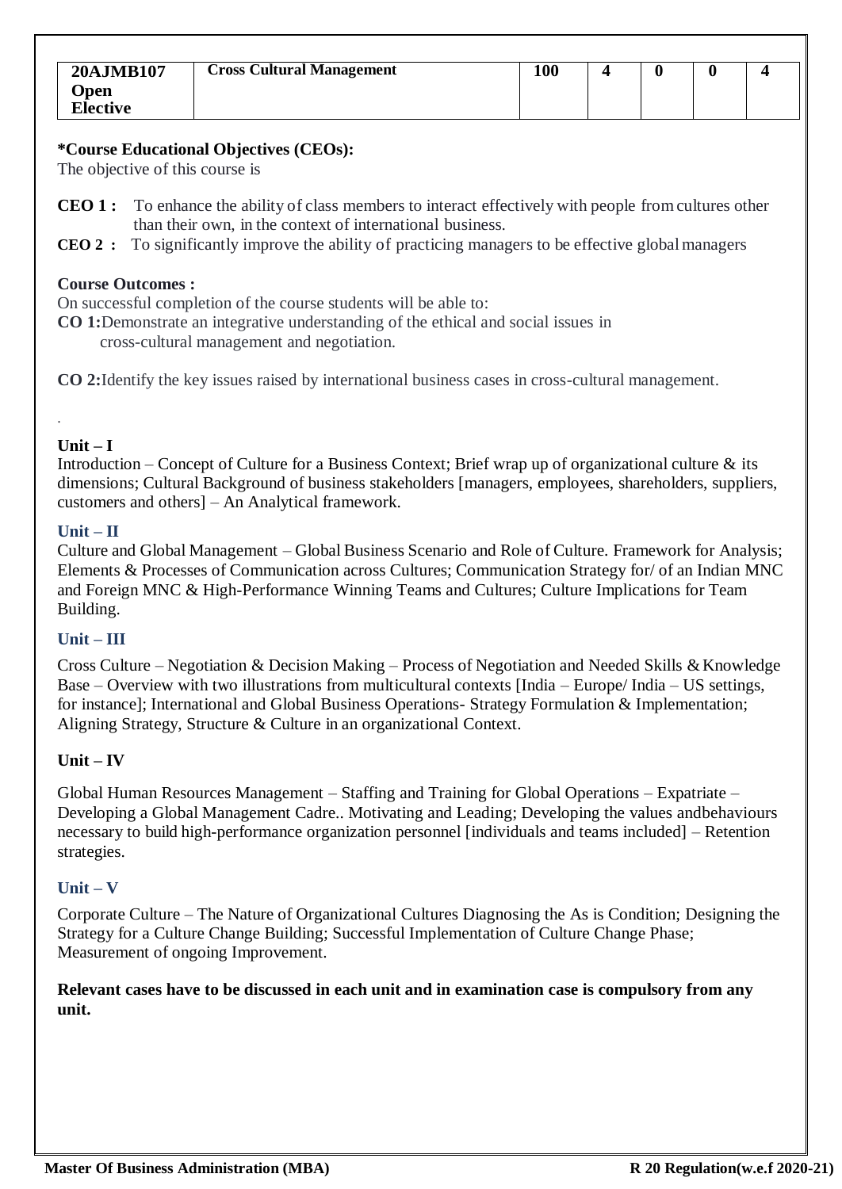| 20AJMB107 Open Elective | Cross Cultural Management | 100 | 4 | 0 | 0 | 4 |
|---|---|---|---|---|---|---|

**\*Course Educational Objectives (CEOs):**
The objective of this course is

**CEO 1 :** To enhance the ability of class members to interact effectively with people from cultures other than their own, in the context of international business.

**CEO 2 :** To significantly improve the ability of practicing managers to be effective global managers

**Course Outcomes :**
On successful completion of the course students will be able to:

**CO 1:** Demonstrate an integrative understanding of the ethical and social issues in cross-cultural management and negotiation.

**CO 2:** Identify the key issues raised by international business cases in cross-cultural management.

.

**Unit – I**

Introduction – Concept of Culture for a Business Context; Brief wrap up of organizational culture & its dimensions; Cultural Background of business stakeholders [managers, employees, shareholders, suppliers, customers and others] – An Analytical framework.

**Unit – II**

Culture and Global Management – Global Business Scenario and Role of Culture. Framework for Analysis; Elements & Processes of Communication across Cultures; Communication Strategy for/ of an Indian MNC and Foreign MNC & High-Performance Winning Teams and Cultures; Culture Implications for Team Building.

**Unit – III**

Cross Culture – Negotiation & Decision Making – Process of Negotiation and Needed Skills & Knowledge Base – Overview with two illustrations from multicultural contexts [India – Europe/ India – US settings, for instance]; International and Global Business Operations- Strategy Formulation & Implementation; Aligning Strategy, Structure & Culture in an organizational Context.

**Unit – IV**

Global Human Resources Management – Staffing and Training for Global Operations – Expatriate – Developing a Global Management Cadre.. Motivating and Leading; Developing the values andbehaviours necessary to build high-performance organization personnel [individuals and teams included] – Retention strategies.

**Unit – V**

Corporate Culture – The Nature of Organizational Cultures Diagnosing the As is Condition; Designing the Strategy for a Culture Change Building; Successful Implementation of Culture Change Phase; Measurement of ongoing Improvement.

**Relevant cases have to be discussed in each unit and in examination case is compulsory from any unit.**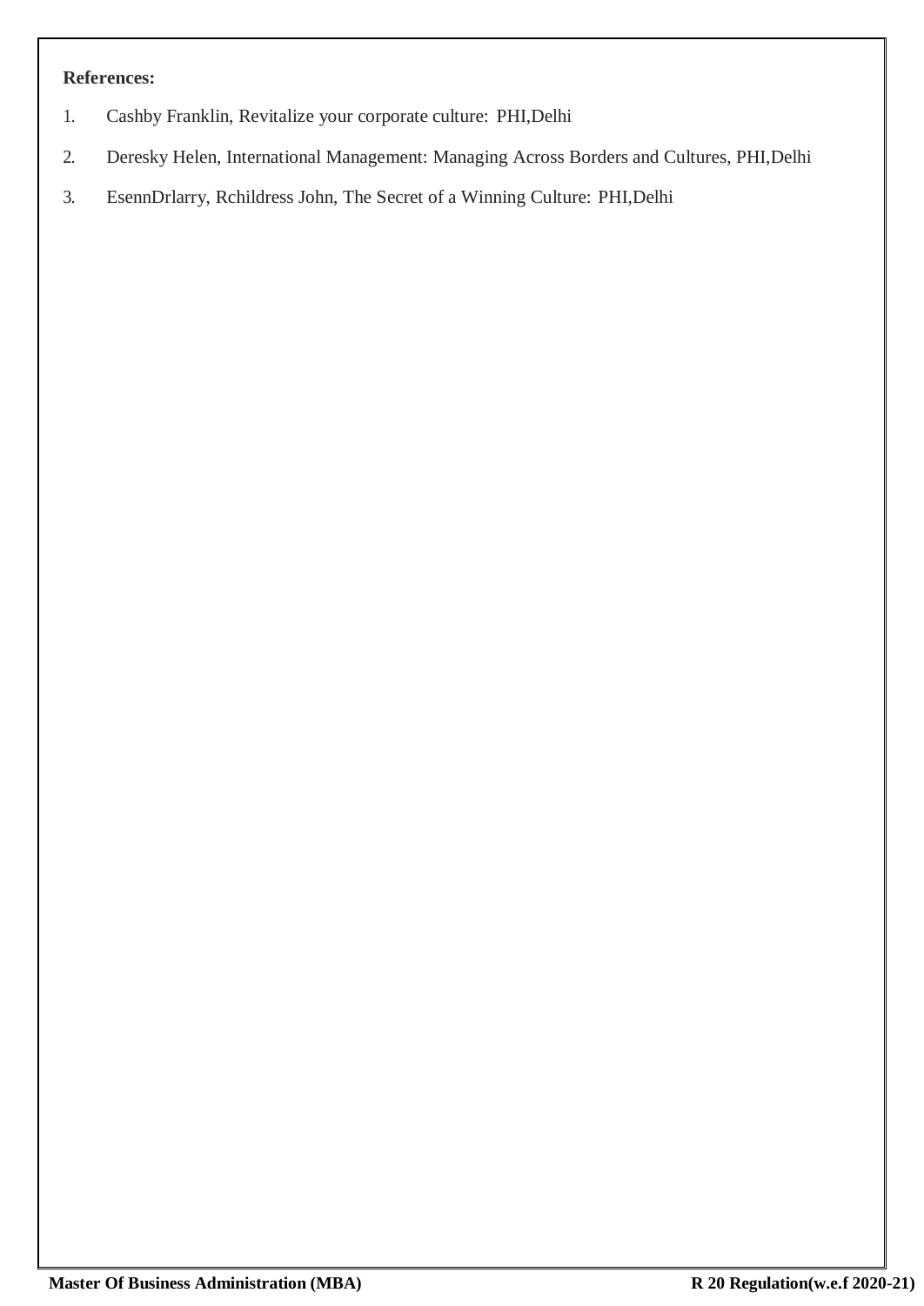**References:**

1. Cashby Franklin, Revitalize your corporate culture: PHI,Delhi
2. Deresky Helen, International Management: Managing Across Borders and Cultures, PHI,Delhi
3. EsennDrlarry, Rchildress John, The Secret of a Winning Culture: PHI,Delhi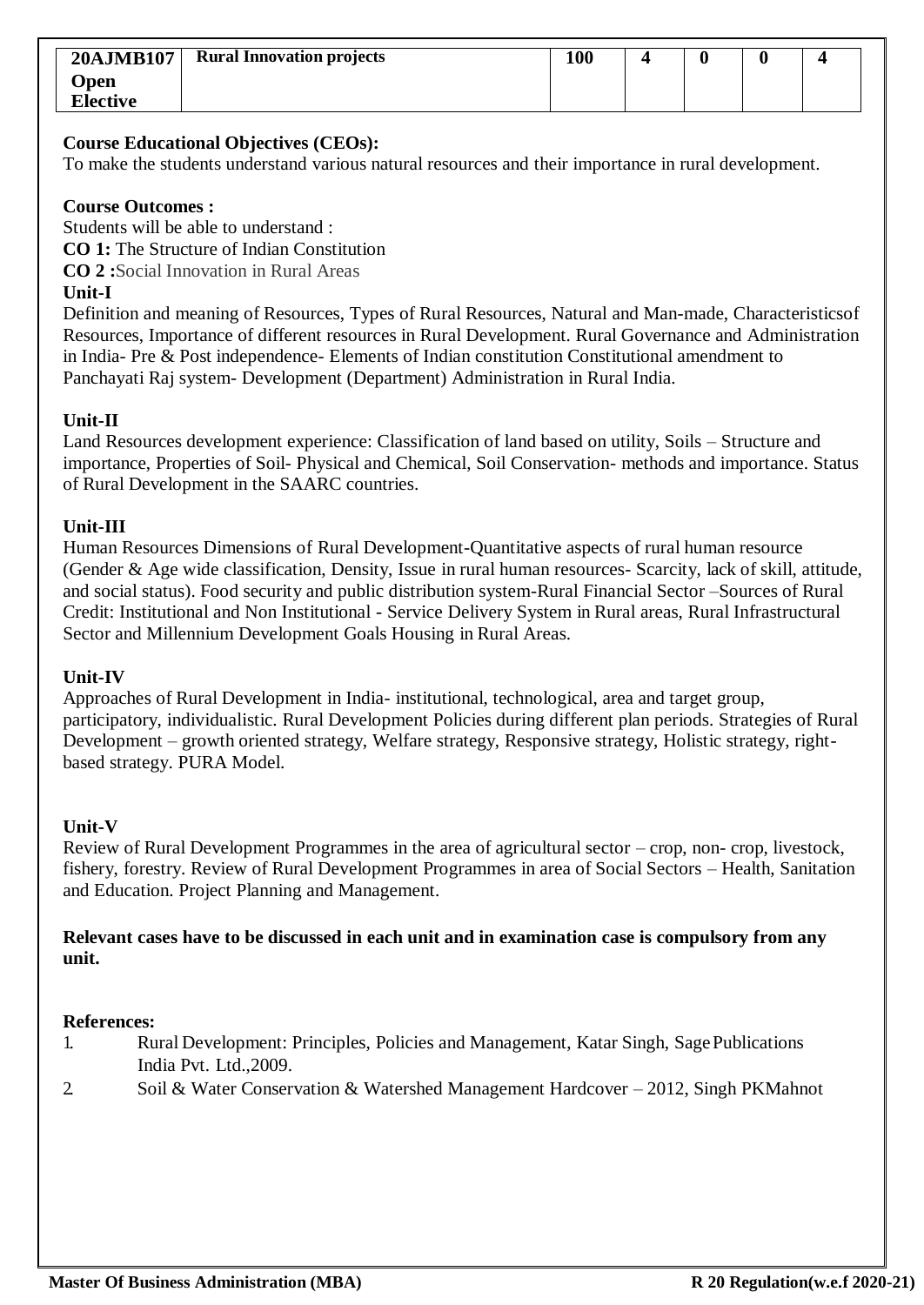| 20AJMB107 Open Elective | Rural Innovation projects | 100 | 4 | 0 | 0 | 4 |
|---|---|---|---|---|---|---|

**Course Educational Objectives (CEOs):**
To make the students understand various natural resources and their importance in rural development.

**Course Outcomes :**
Students will be able to understand :
**CO 1:** The Structure of Indian Constitution
**CO 2 :**Social Innovation in Rural Areas

**Unit-I**
Definition and meaning of Resources, Types of Rural Resources, Natural and Man-made, Characteristicsof Resources, Importance of different resources in Rural Development. Rural Governance and Administration in India- Pre & Post independence- Elements of Indian constitution Constitutional amendment to Panchayati Raj system- Development (Department) Administration in Rural India.

**Unit-II**
Land Resources development experience: Classification of land based on utility, Soils – Structure and importance, Properties of Soil- Physical and Chemical, Soil Conservation- methods and importance. Status of Rural Development in the SAARC countries.

**Unit-III**
Human Resources Dimensions of Rural Development-Quantitative aspects of rural human resource (Gender & Age wide classification, Density, Issue in rural human resources- Scarcity, lack of skill, attitude, and social status). Food security and public distribution system-Rural Financial Sector –Sources of Rural Credit: Institutional and Non Institutional - Service Delivery System in Rural areas, Rural Infrastructural Sector and Millennium Development Goals Housing in Rural Areas.

**Unit-IV**
Approaches of Rural Development in India- institutional, technological, area and target group, participatory, individualistic. Rural Development Policies during different plan periods. Strategies of Rural Development – growth oriented strategy, Welfare strategy, Responsive strategy, Holistic strategy, right-based strategy. PURA Model.

**Unit-V**
Review of Rural Development Programmes in the area of agricultural sector – crop, non- crop, livestock, fishery, forestry. Review of Rural Development Programmes in area of Social Sectors – Health, Sanitation and Education. Project Planning and Management.

**Relevant cases have to be discussed in each unit and in examination case is compulsory from any unit.**

**References:**

1. Rural Development: Principles, Policies and Management, Katar Singh, Sage Publications India Pvt. Ltd.,2009.
2. Soil & Water Conservation & Watershed Management Hardcover – 2012, Singh PKMahnot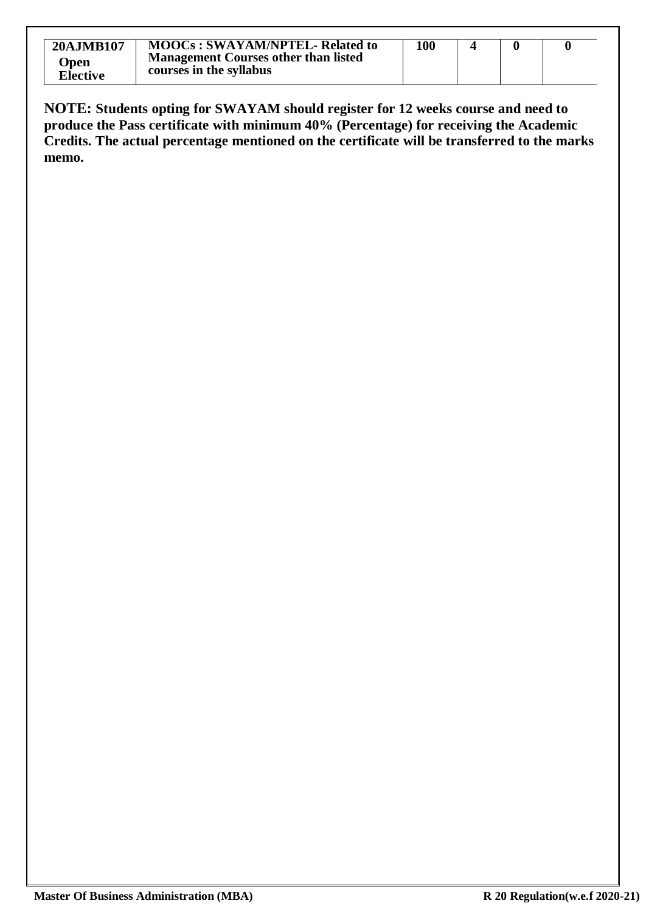| 20AJMB107 Open Elective | MOOCs : SWAYAM/NPTEL- Related to Management Courses other than listed courses in the syllabus | 100 | 4 | 0 | 0 |
|---|---|---|---|---|---|

**NOTE: Students opting for SWAYAM should register for 12 weeks course and need to produce the Pass certificate with minimum 40% (Percentage) for receiving the Academic Credits. The actual percentage mentioned on the certificate will be transferred to the marks memo.**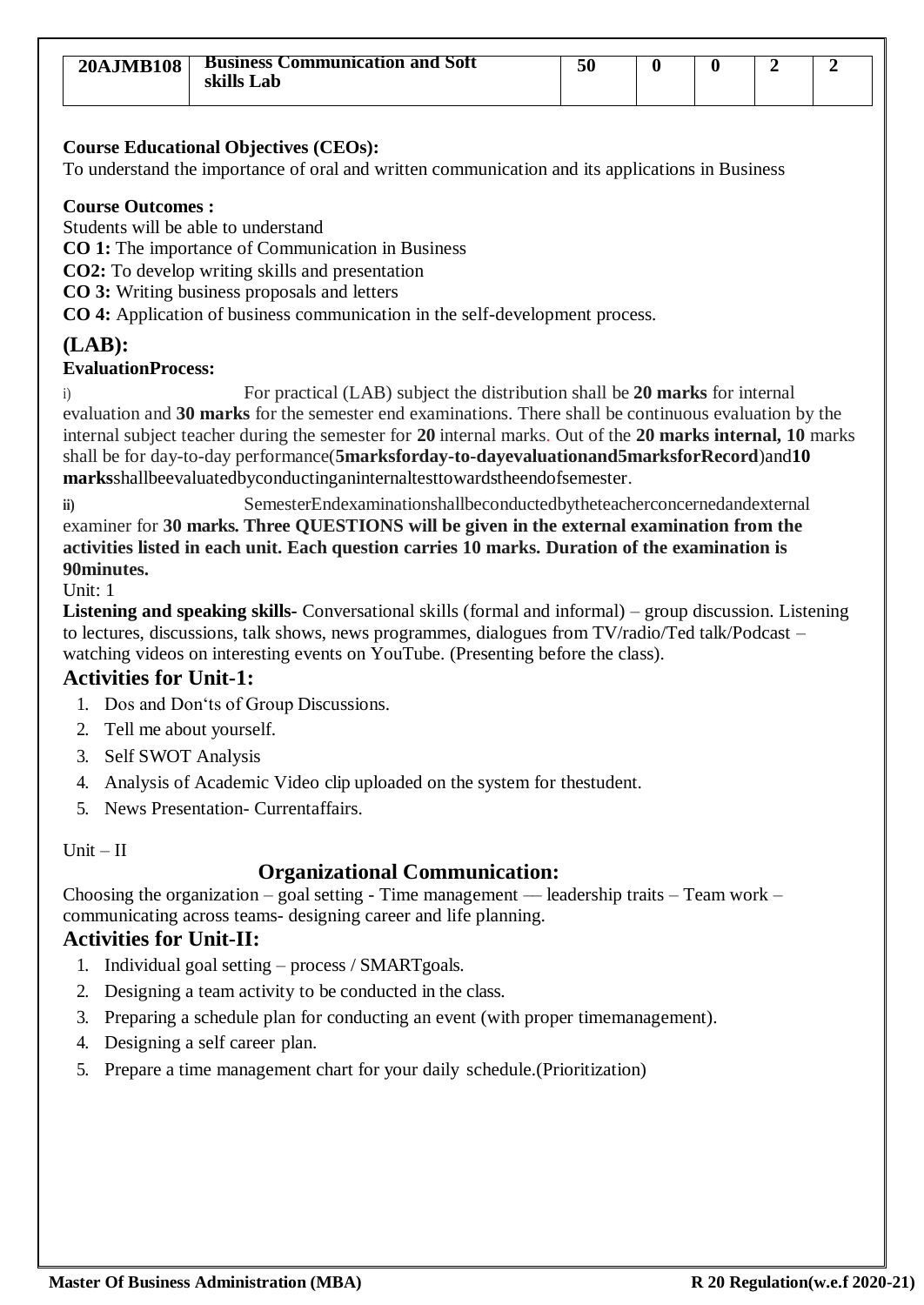| 20AJMB108 | Business Communication and Soft skills Lab | 50 | 0 | 0 | 2 | 2 |
|---|---|---|---|---|---|---|

**Course Educational Objectives (CEOs):**
To understand the importance of oral and written communication and its applications in Business

**Course Outcomes :**
Students will be able to understand
**CO 1:** The importance of Communication in Business
**CO2:** To develop writing skills and presentation
**CO 3:** Writing business proposals and letters
**CO 4:** Application of business communication in the self-development process.

## (LAB):

**EvaluationProcess:**

i) For practical (LAB) subject the distribution shall be **20 marks** for internal evaluation and **30 marks** for the semester end examinations. There shall be continuous evaluation by the internal subject teacher during the semester for **20** internal marks. Out of the **20 marks internal, 10** marks shall be for day-to-day performance(**5marksforday-to-dayevaluationand5marksforRecord**)and**10 marks**shallbeevaluatedbyconductinganinternaltesttowardstheendofsemester.

ii) SemesterEndexaminationshallbeconductedbytheteacherconcernedandexternal examiner for **30 marks. Three QUESTIONS will be given in the external examination from the activities listed in each unit. Each question carries 10 marks. Duration of the examination is 90minutes.**

Unit: 1

**Listening and speaking skills-** Conversational skills (formal and informal) – group discussion. Listening to lectures, discussions, talk shows, news programmes, dialogues from TV/radio/Ted talk/Podcast – watching videos on interesting events on YouTube. (Presenting before the class).

## Activities for Unit-1:

1. Dos and Don‘ts of Group Discussions.
2. Tell me about yourself.
3. Self SWOT Analysis
4. Analysis of Academic Video clip uploaded on the system for thestudent.
5. News Presentation- Currentaffairs.

Unit – II

## Organizational Communication:

Choosing the organization – goal setting - Time management — leadership traits – Team work – communicating across teams- designing career and life planning.

## Activities for Unit-II:

1. Individual goal setting – process / SMARTgoals.
2. Designing a team activity to be conducted in the class.
3. Preparing a schedule plan for conducting an event (with proper timemanagement).
4. Designing a self career plan.
5. Prepare a time management chart for your daily schedule.(Prioritization)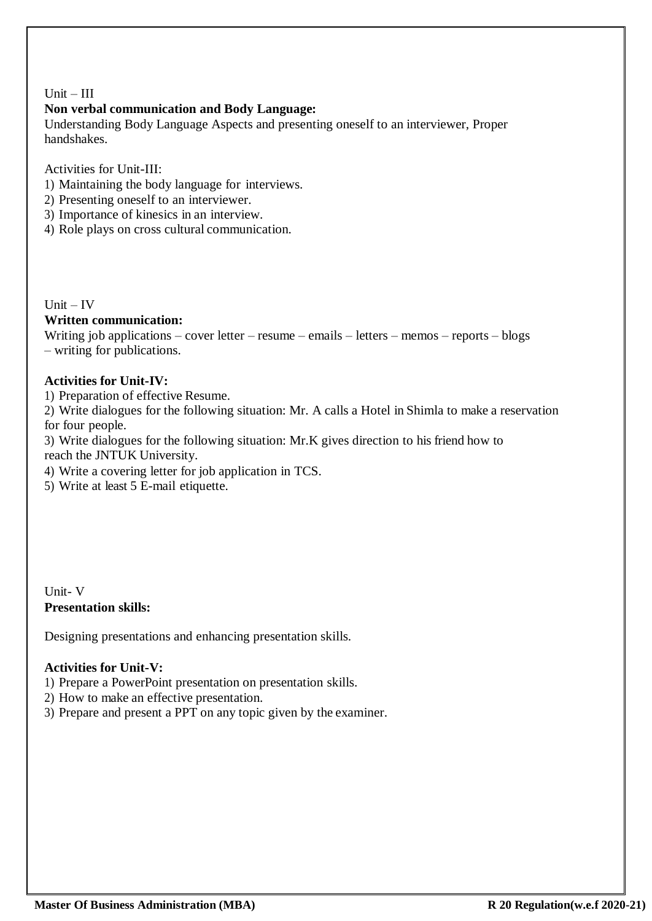Unit – III

**Non verbal communication and Body Language:**

Understanding Body Language Aspects and presenting oneself to an interviewer, Proper handshakes.

Activities for Unit-III:

1) Maintaining the body language for interviews.
2) Presenting oneself to an interviewer.
3) Importance of kinesics in an interview.
4) Role plays on cross cultural communication.

Unit – IV

**Written communication:**

Writing job applications – cover letter – resume – emails – letters – memos – reports – blogs – writing for publications.

**Activities for Unit-IV:**

1) Preparation of effective Resume.
2) Write dialogues for the following situation: Mr. A calls a Hotel in Shimla to make a reservation for four people.
3) Write dialogues for the following situation: Mr.K gives direction to his friend how to reach the JNTUK University.
4) Write a covering letter for job application in TCS.
5) Write at least 5 E-mail etiquette.

Unit- V

**Presentation skills:**

Designing presentations and enhancing presentation skills.

**Activities for Unit-V:**

1) Prepare a PowerPoint presentation on presentation skills.
2) How to make an effective presentation.
3) Prepare and present a PPT on any topic given by the examiner.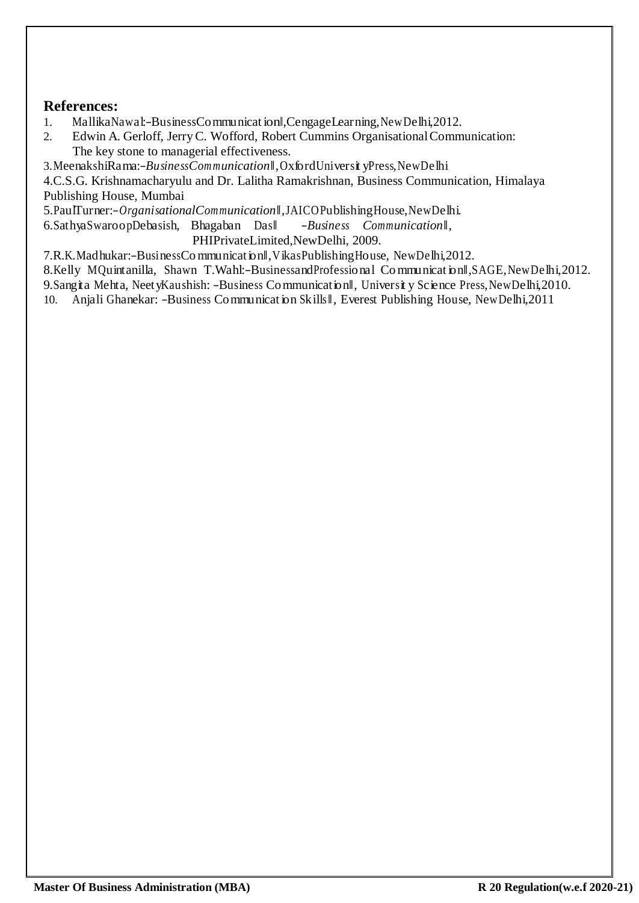**References:**

1. MallikaNawal:–BusinessCommunication‖,CengageLearning,NewDelhi,2012.
2. Edwin A. Gerloff, Jerry C. Wofford, Robert Cummins Organisational Communication: The key stone to managerial effectiveness.
3. MeenakshiRama:–*BusinessCommunication*‖,OxfordUniversityPress,NewDelhi
4. C.S.G. Krishnamacharyulu and Dr. Lalitha Ramakrishnan, Business Communication, Himalaya Publishing House, Mumbai
5. PaulTurner:–*OrganisationalCommunication*‖,JAICOPublishingHouse,NewDelhi.
6. SathyaSwaroopDebasish, Bhagaban Das‖ –*Business Communication*‖, PHIPrivateLimited,NewDelhi, 2009.
7. R.K.Madhukar:–BusinessCommunication‖,VikasPublishingHouse, NewDelhi,2012.
8. Kelly MQuintanilla, Shawn T.Wahl:–BusinessandProfessional Communication‖,SAGE,NewDelhi,2012.
9. Sangita Mehta, NeetyKaushish: –Business Communication‖, University Science Press,NewDelhi,2010.
10. Anjali Ghanekar: –Business Communication Skills‖, Everest Publishing House, NewDelhi,2011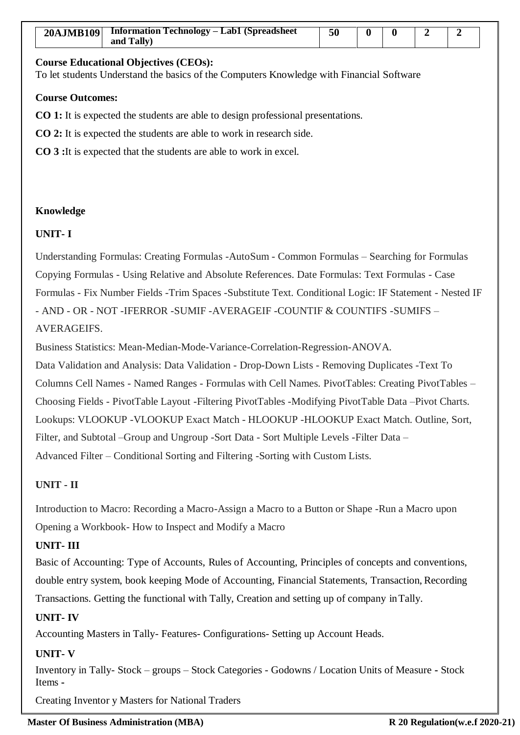| 20AJMB109 | Information Technology – Lab1 (Spreadsheet and Tally) | 50 | 0 | 0 | 2 | 2 |
|---|---|---|---|---|---|---|

**Course Educational Objectives (CEOs):**

To let students Understand the basics of the Computers Knowledge with Financial Software

**Course Outcomes:**

**CO 1:** It is expected the students are able to design professional presentations.

**CO 2:** It is expected the students are able to work in research side.

**CO 3 :**It is expected that the students are able to work in excel.

**Knowledge**

**UNIT- I**

Understanding Formulas: Creating Formulas -AutoSum - Common Formulas – Searching for Formulas Copying Formulas - Using Relative and Absolute References. Date Formulas: Text Formulas - Case Formulas - Fix Number Fields -Trim Spaces -Substitute Text. Conditional Logic: IF Statement - Nested IF - AND - OR - NOT -IFERROR -SUMIF -AVERAGEIF -COUNTIF & COUNTIFS -SUMIFS – AVERAGEIFS.

Business Statistics: Mean-Median-Mode-Variance-Correlation-Regression-ANOVA.

Data Validation and Analysis: Data Validation - Drop-Down Lists - Removing Duplicates -Text To Columns Cell Names - Named Ranges - Formulas with Cell Names. PivotTables: Creating PivotTables – Choosing Fields - PivotTable Layout -Filtering PivotTables -Modifying PivotTable Data –Pivot Charts. Lookups: VLOOKUP -VLOOKUP Exact Match - HLOOKUP -HLOOKUP Exact Match. Outline, Sort, Filter, and Subtotal –Group and Ungroup -Sort Data - Sort Multiple Levels -Filter Data – Advanced Filter – Conditional Sorting and Filtering -Sorting with Custom Lists.

**UNIT - II**

Introduction to Macro: Recording a Macro-Assign a Macro to a Button or Shape -Run a Macro upon Opening a Workbook- How to Inspect and Modify a Macro

**UNIT- III**

Basic of Accounting: Type of Accounts, Rules of Accounting, Principles of concepts and conventions, double entry system, book keeping Mode of Accounting, Financial Statements, Transaction, Recording Transactions. Getting the functional with Tally, Creation and setting up of company in Tally.

**UNIT- IV**

Accounting Masters in Tally- Features- Configurations- Setting up Account Heads.

**UNIT- V**

Inventory in Tally- Stock – groups – Stock Categories - Godowns / Location Units of Measure - Stock Items -

Creating Inventor y Masters for National Traders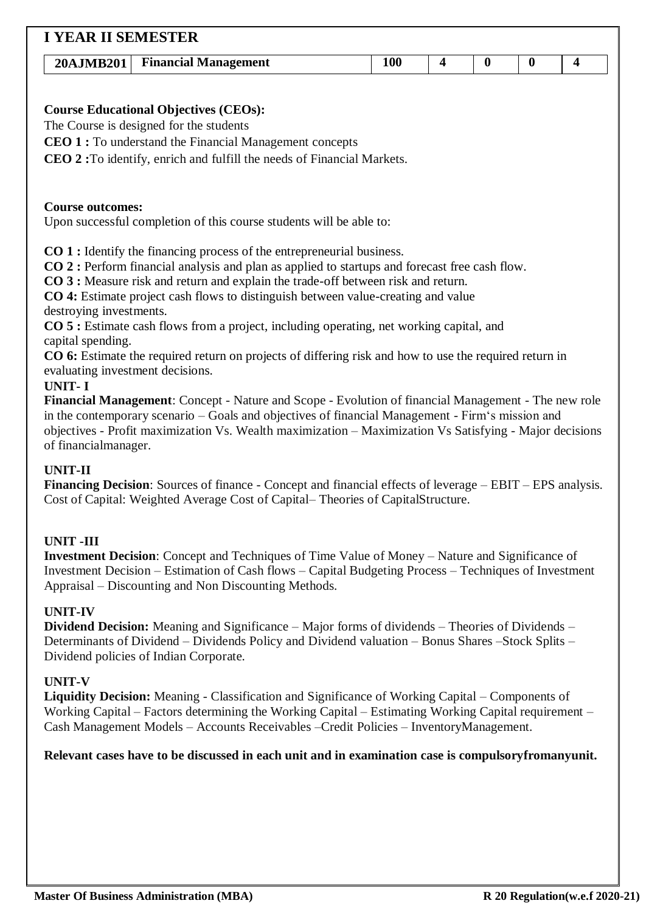## I YEAR II SEMESTER

| 20AJMB201 | Financial Management | 100 | 4 | 0 | 0 | 4 |
|---|---|---|---|---|---|---|

**Course Educational Objectives (CEOs):**

The Course is designed for the students

**CEO 1 :** To understand the Financial Management concepts

**CEO 2 :**To identify, enrich and fulfill the needs of Financial Markets.

**Course outcomes:**

Upon successful completion of this course students will be able to:

**CO 1 :** Identify the financing process of the entrepreneurial business.

**CO 2 :** Perform financial analysis and plan as applied to startups and forecast free cash flow.

**CO 3 :** Measure risk and return and explain the trade-off between risk and return.

**CO 4:** Estimate project cash flows to distinguish between value-creating and value destroying investments.

**CO 5 :** Estimate cash flows from a project, including operating, net working capital, and capital spending.

**CO 6:** Estimate the required return on projects of differing risk and how to use the required return in evaluating investment decisions.

**UNIT- I**

**Financial Management**: Concept - Nature and Scope - Evolution of financial Management - The new role in the contemporary scenario – Goals and objectives of financial Management - Firm‘s mission and objectives - Profit maximization Vs. Wealth maximization – Maximization Vs Satisfying - Major decisions of financialmanager.

**UNIT-II**

**Financing Decision**: Sources of finance - Concept and financial effects of leverage – EBIT – EPS analysis. Cost of Capital: Weighted Average Cost of Capital– Theories of CapitalStructure.

**UNIT -III**

**Investment Decision**: Concept and Techniques of Time Value of Money – Nature and Significance of Investment Decision – Estimation of Cash flows – Capital Budgeting Process – Techniques of Investment Appraisal – Discounting and Non Discounting Methods.

**UNIT-IV**

**Dividend Decision:** Meaning and Significance – Major forms of dividends – Theories of Dividends – Determinants of Dividend – Dividends Policy and Dividend valuation – Bonus Shares –Stock Splits – Dividend policies of Indian Corporate.

**UNIT-V**

**Liquidity Decision:** Meaning - Classification and Significance of Working Capital – Components of Working Capital – Factors determining the Working Capital – Estimating Working Capital requirement – Cash Management Models – Accounts Receivables –Credit Policies – InventoryManagement.

**Relevant cases have to be discussed in each unit and in examination case is compulsoryfromanyunit.**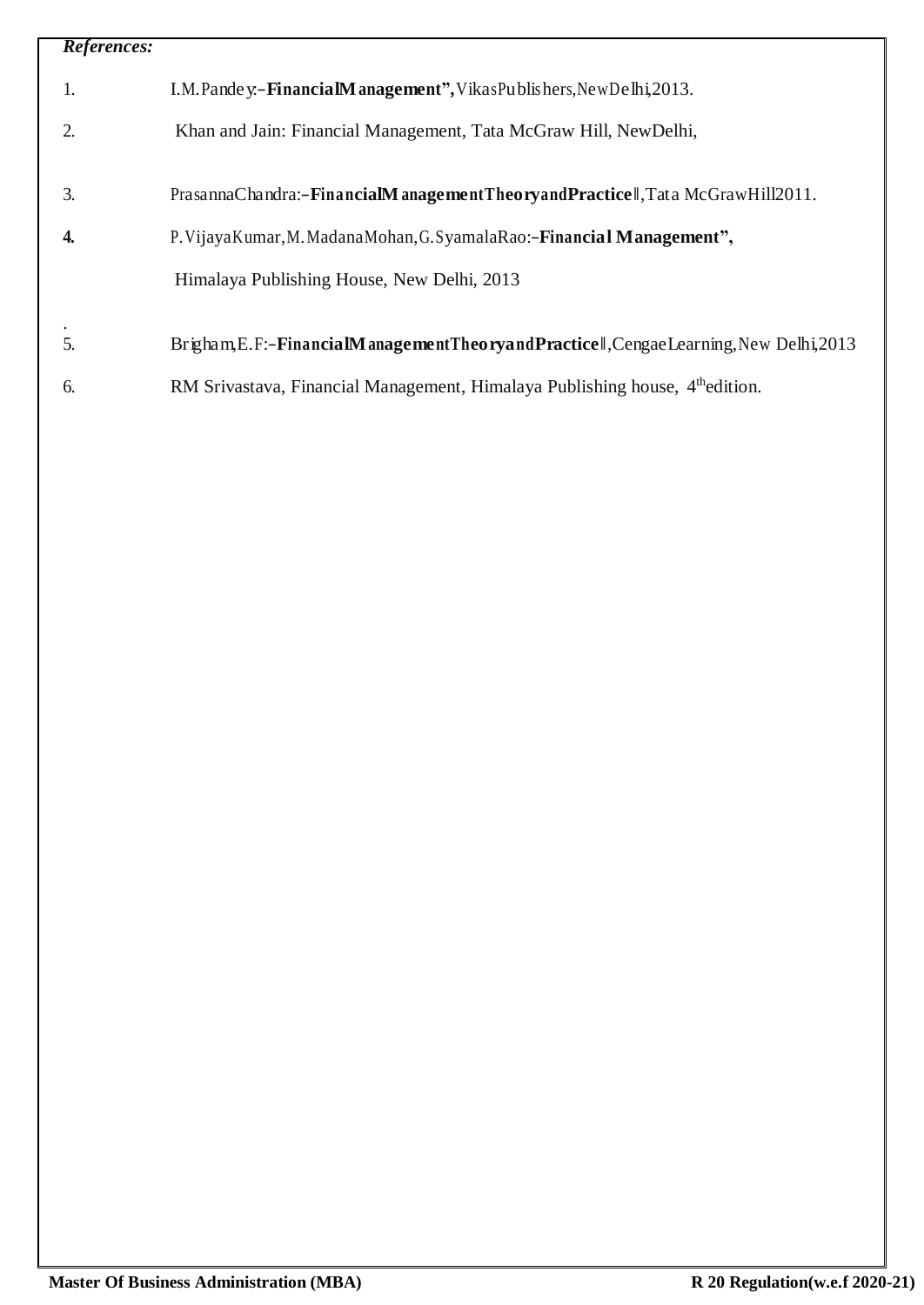***References:***

1. I.M.Pandey:–**FinancialManagement",**VikasPublishers,NewDelhi,2013.
2. Khan and Jain: Financial Management, Tata McGraw Hill, NewDelhi,
3. PrasannaChandra:–**FinancialManagementTheoryandPractice**‖,Tata McGrawHill2011.
4. P.VijayaKumar,M.MadanaMohan,G.SyamalaRao:–**Financial Management",** Himalaya Publishing House, New Delhi, 2013

.

5. Brigham,E.F:–**FinancialManagementTheoryandPractice**‖,CengaeLearning,New Delhi,2013
6. RM Srivastava, Financial Management, Himalaya Publishing house, 4th edition.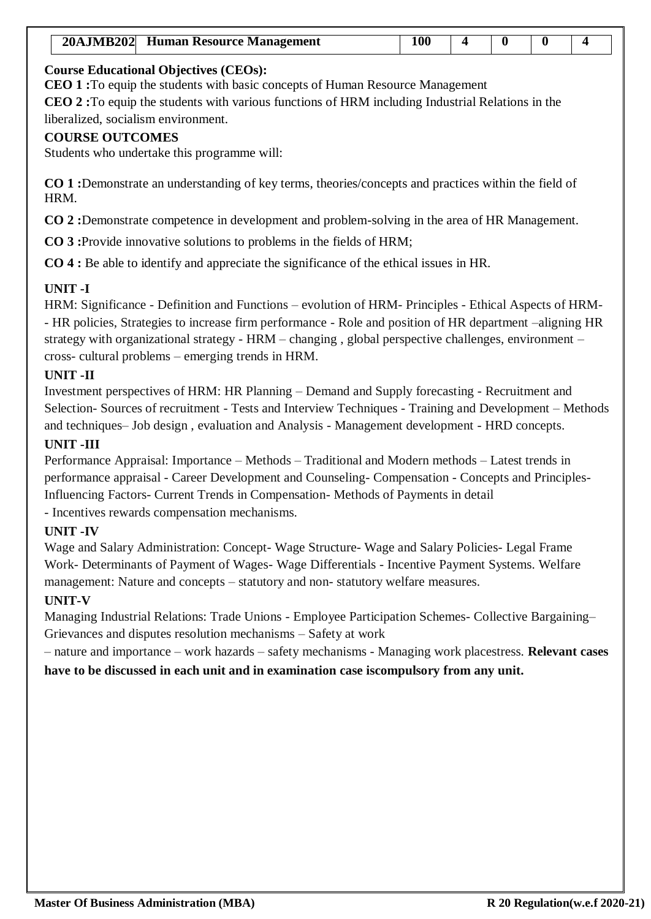| 20AJMB202 | Human Resource Management | 100 | 4 | 0 | 0 | 4 |
|---|---|---|---|---|---|---|

**Course Educational Objectives (CEOs):**

**CEO 1 :**To equip the students with basic concepts of Human Resource Management

**CEO 2 :**To equip the students with various functions of HRM including Industrial Relations in the liberalized, socialism environment.

**COURSE OUTCOMES**

Students who undertake this programme will:

**CO 1 :**Demonstrate an understanding of key terms, theories/concepts and practices within the field of HRM.

**CO 2 :**Demonstrate competence in development and problem-solving in the area of HR Management.

**CO 3 :**Provide innovative solutions to problems in the fields of HRM;

**CO 4 :** Be able to identify and appreciate the significance of the ethical issues in HR.

**UNIT -I**

HRM: Significance - Definition and Functions – evolution of HRM- Principles - Ethical Aspects of HRM- - HR policies, Strategies to increase firm performance - Role and position of HR department –aligning HR strategy with organizational strategy - HRM – changing , global perspective challenges, environment – cross- cultural problems – emerging trends in HRM.

**UNIT -II**

Investment perspectives of HRM: HR Planning – Demand and Supply forecasting - Recruitment and Selection- Sources of recruitment - Tests and Interview Techniques - Training and Development – Methods and techniques– Job design , evaluation and Analysis - Management development - HRD concepts.

**UNIT -III**

Performance Appraisal: Importance – Methods – Traditional and Modern methods – Latest trends in performance appraisal - Career Development and Counseling- Compensation - Concepts and Principles- Influencing Factors- Current Trends in Compensation- Methods of Payments in detail

- Incentives rewards compensation mechanisms.

**UNIT -IV**

Wage and Salary Administration: Concept- Wage Structure- Wage and Salary Policies- Legal Frame Work- Determinants of Payment of Wages- Wage Differentials - Incentive Payment Systems. Welfare management: Nature and concepts – statutory and non- statutory welfare measures.

**UNIT-V**

Managing Industrial Relations: Trade Unions - Employee Participation Schemes- Collective Bargaining– Grievances and disputes resolution mechanisms – Safety at work

– nature and importance – work hazards – safety mechanisms - Managing work placestress. **Relevant cases have to be discussed in each unit and in examination case iscompulsory from any unit.**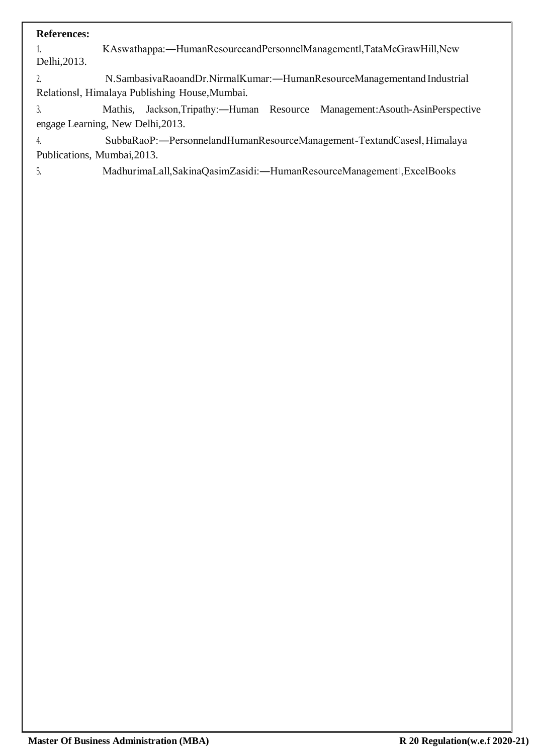**References:**

1. KAswathappa:―HumanResourceandPersonnelManagement‖,TataMcGrawHill,New Delhi,2013.
2. N.SambasivaRaoandDr.NirmalKumar:―HumanResourceManagementand Industrial Relations‖, Himalaya Publishing House,Mumbai.
3. Mathis, Jackson,Tripathy:―Human Resource Management:Asouth-AsinPerspective engage Learning, New Delhi,2013.
4. SubbaRaoP:―PersonnelandHumanResourceManagement-TextandCases‖, Himalaya Publications, Mumbai,2013.
5. MadhurimaLall,SakinaQasimZasidi:―HumanResourceManagement‖,ExcelBooks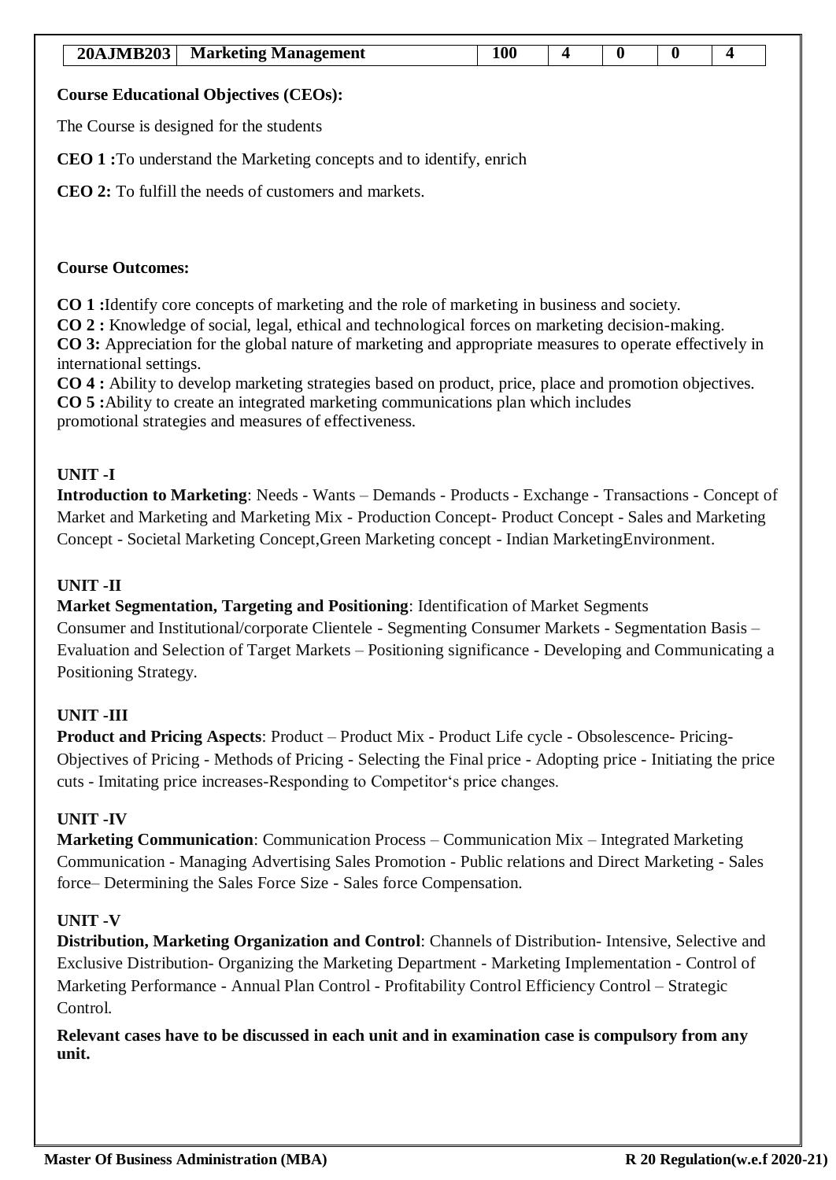| 20AJMB203 | Marketing Management | 100 | 4 | 0 | 0 | 4 |
|---|---|---|---|---|---|---|

**Course Educational Objectives (CEOs):**

The Course is designed for the students

**CEO 1 :**To understand the Marketing concepts and to identify, enrich

**CEO 2:** To fulfill the needs of customers and markets.

**Course Outcomes:**

**CO 1 :**Identify core concepts of marketing and the role of marketing in business and society.
**CO 2 :** Knowledge of social, legal, ethical and technological forces on marketing decision-making.
**CO 3:** Appreciation for the global nature of marketing and appropriate measures to operate effectively in international settings.
**CO 4 :** Ability to develop marketing strategies based on product, price, place and promotion objectives.
**CO 5 :**Ability to create an integrated marketing communications plan which includes promotional strategies and measures of effectiveness.

**UNIT -I**

**Introduction to Marketing**: Needs - Wants – Demands - Products - Exchange - Transactions - Concept of Market and Marketing and Marketing Mix - Production Concept- Product Concept - Sales and Marketing Concept - Societal Marketing Concept,Green Marketing concept - Indian MarketingEnvironment.

**UNIT -II**

**Market Segmentation, Targeting and Positioning**: Identification of Market Segments Consumer and Institutional/corporate Clientele - Segmenting Consumer Markets - Segmentation Basis – Evaluation and Selection of Target Markets – Positioning significance - Developing and Communicating a Positioning Strategy.

**UNIT -III**

**Product and Pricing Aspects**: Product – Product Mix - Product Life cycle - Obsolescence- Pricing- Objectives of Pricing - Methods of Pricing - Selecting the Final price - Adopting price - Initiating the price cuts - Imitating price increases-Responding to Competitor‘s price changes.

**UNIT -IV**

**Marketing Communication**: Communication Process – Communication Mix – Integrated Marketing Communication - Managing Advertising Sales Promotion - Public relations and Direct Marketing - Sales force– Determining the Sales Force Size - Sales force Compensation.

**UNIT -V**

**Distribution, Marketing Organization and Control**: Channels of Distribution- Intensive, Selective and Exclusive Distribution- Organizing the Marketing Department - Marketing Implementation - Control of Marketing Performance - Annual Plan Control - Profitability Control Efficiency Control – Strategic Control.

**Relevant cases have to be discussed in each unit and in examination case is compulsory from any unit.**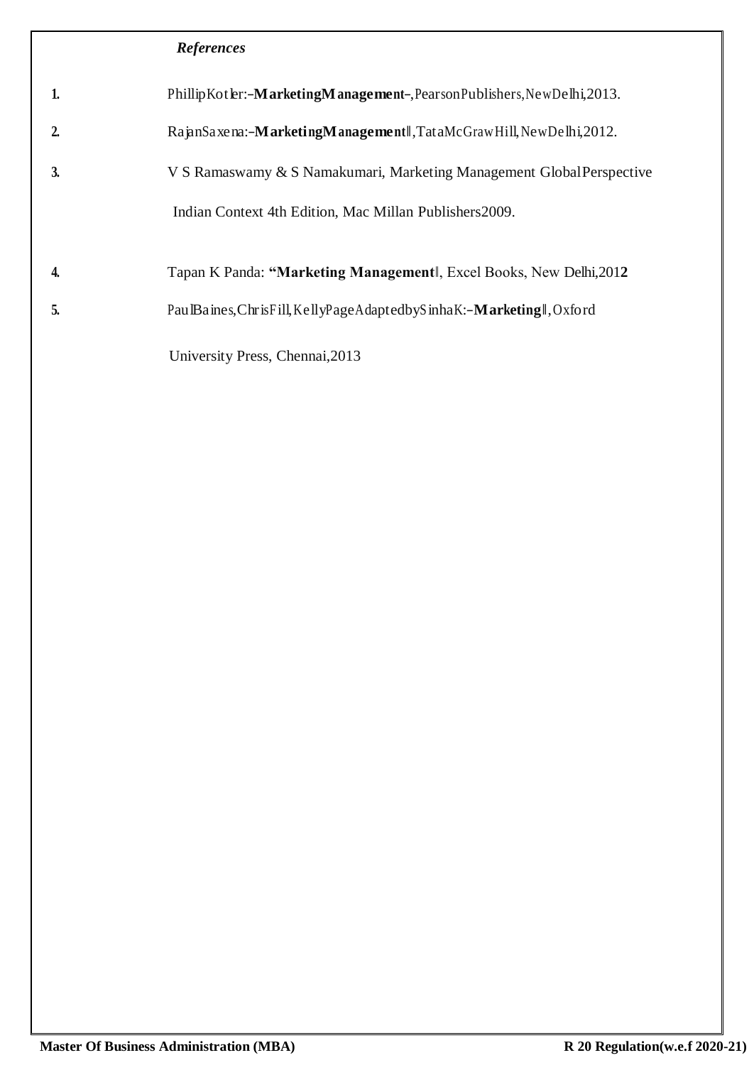***References***

1. PhillipKotler:–**MarketingManagement**–,PearsonPublishers,NewDelhi,2013.
2. RajanSaxena:–**MarketingManagement**‖,TataMcGrawHill,NewDelhi,2012.
3. V S Ramaswamy & S Namakumari, Marketing Management GlobalPerspective Indian Context 4th Edition, Mac Millan Publishers2009.
4. Tapan K Panda: **"Marketing Management**‖, Excel Books, New Delhi,201**2**
5. PaulBaines,ChrisFill,KellyPageAdaptedbySinhaK:–**Marketing**‖,Oxford University Press, Chennai,2013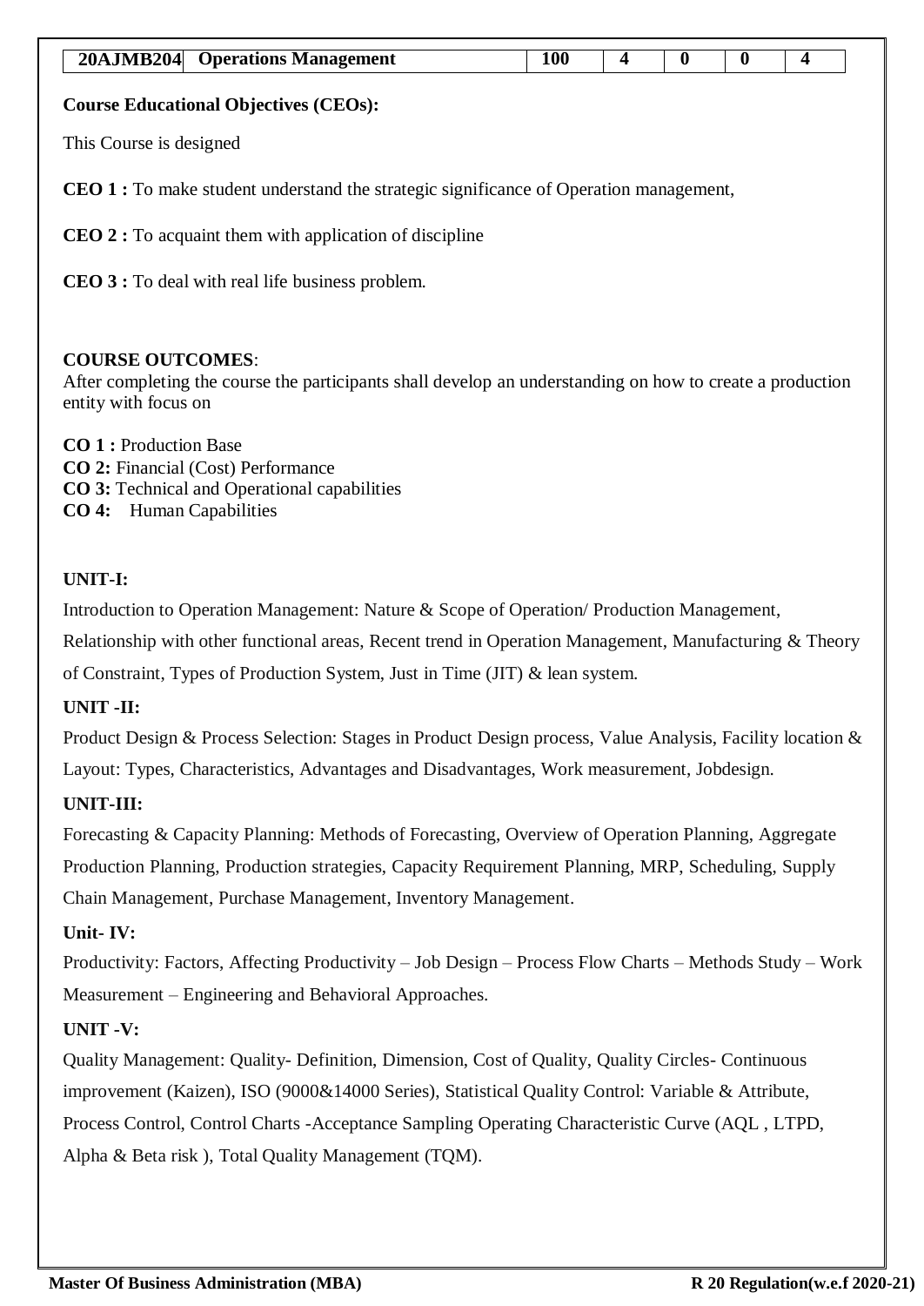| 20AJMB204 | Operations Management | 100 | 4 | 0 | 0 | 4 |
|---|---|---|---|---|---|---|

**Course Educational Objectives (CEOs):**

This Course is designed

**CEO 1 :** To make student understand the strategic significance of Operation management,

**CEO 2 :** To acquaint them with application of discipline

**CEO 3 :** To deal with real life business problem.

**COURSE OUTCOMES**:

After completing the course the participants shall develop an understanding on how to create a production entity with focus on

**CO 1 :** Production Base
**CO 2:** Financial (Cost) Performance
**CO 3:** Technical and Operational capabilities
**CO 4:** Human Capabilities

**UNIT-I:**

Introduction to Operation Management: Nature & Scope of Operation/ Production Management, Relationship with other functional areas, Recent trend in Operation Management, Manufacturing & Theory of Constraint, Types of Production System, Just in Time (JIT) & lean system.

**UNIT -II:**

Product Design & Process Selection: Stages in Product Design process, Value Analysis, Facility location & Layout: Types, Characteristics, Advantages and Disadvantages, Work measurement, Jobdesign.

**UNIT-III:**

Forecasting & Capacity Planning: Methods of Forecasting, Overview of Operation Planning, Aggregate Production Planning, Production strategies, Capacity Requirement Planning, MRP, Scheduling, Supply Chain Management, Purchase Management, Inventory Management.

**Unit- IV:**

Productivity: Factors, Affecting Productivity – Job Design – Process Flow Charts – Methods Study – Work Measurement – Engineering and Behavioral Approaches.

**UNIT -V:**

Quality Management: Quality- Definition, Dimension, Cost of Quality, Quality Circles- Continuous improvement (Kaizen), ISO (9000&14000 Series), Statistical Quality Control: Variable & Attribute, Process Control, Control Charts -Acceptance Sampling Operating Characteristic Curve (AQL , LTPD, Alpha & Beta risk ), Total Quality Management (TQM).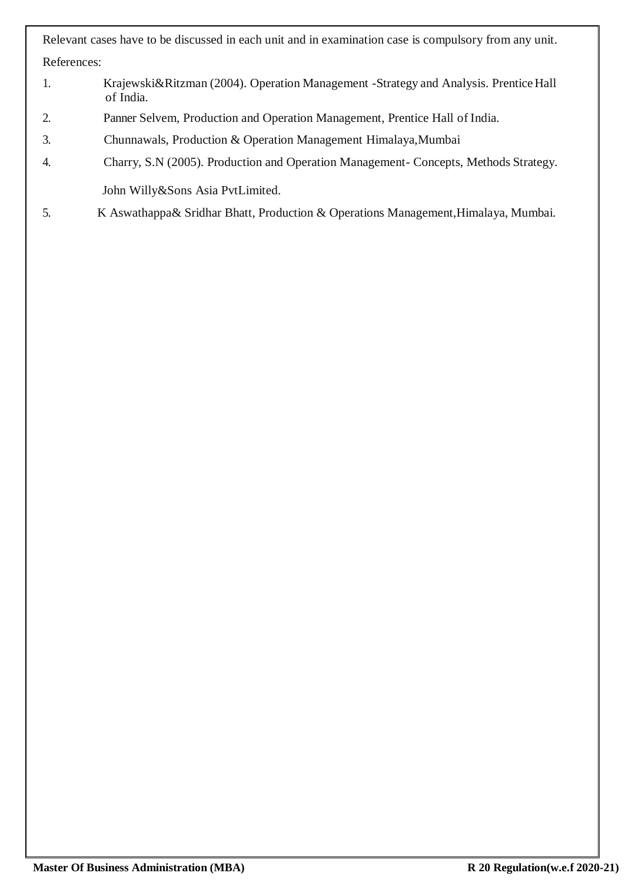Relevant cases have to be discussed in each unit and in examination case is compulsory from any unit.

References:

1. Krajewski&Ritzman (2004). Operation Management -Strategy and Analysis. Prentice Hall of India.
2. Panner Selvem, Production and Operation Management, Prentice Hall of India.
3. Chunnawals, Production & Operation Management Himalaya,Mumbai
4. Charry, S.N (2005). Production and Operation Management- Concepts, Methods Strategy. John Willy&Sons Asia PvtLimited.
5. K Aswathappa& Sridhar Bhatt, Production & Operations Management,Himalaya, Mumbai.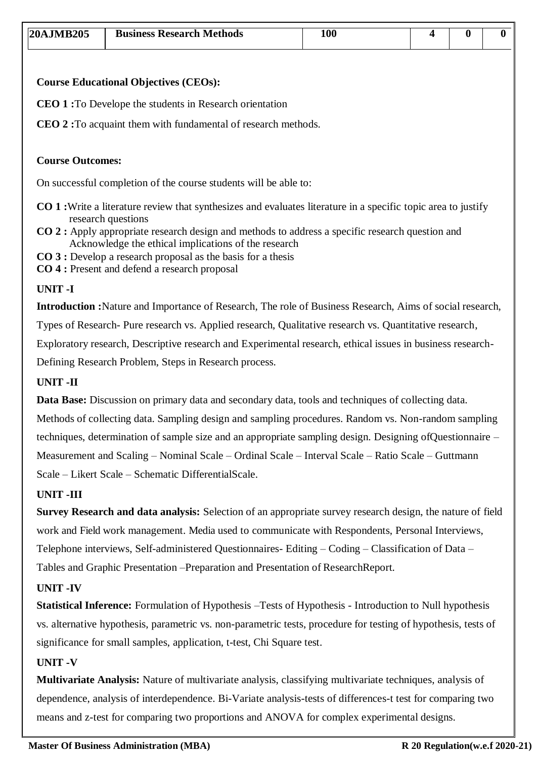| 20AJMB205 | Business Research Methods | 100 | 4 | 0 | 0 |
|---|---|---|---|---|---|

**Course Educational Objectives (CEOs):**

**CEO 1 :**To Develope the students in Research orientation

**CEO 2 :**To acquaint them with fundamental of research methods.

**Course Outcomes:**

On successful completion of the course students will be able to:

**CO 1 :**Write a literature review that synthesizes and evaluates literature in a specific topic area to justify research questions
**CO 2 :** Apply appropriate research design and methods to address a specific research question and Acknowledge the ethical implications of the research
**CO 3 :** Develop a research proposal as the basis for a thesis
**CO 4 :** Present and defend a research proposal

**UNIT -I**

**Introduction :**Nature and Importance of Research, The role of Business Research, Aims of social research, Types of Research- Pure research vs. Applied research, Qualitative research vs. Quantitative research, Exploratory research, Descriptive research and Experimental research, ethical issues in business research- Defining Research Problem, Steps in Research process.

**UNIT -II**

**Data Base:** Discussion on primary data and secondary data, tools and techniques of collecting data. Methods of collecting data. Sampling design and sampling procedures. Random vs. Non-random sampling techniques, determination of sample size and an appropriate sampling design. Designing ofQuestionnaire – Measurement and Scaling – Nominal Scale – Ordinal Scale – Interval Scale – Ratio Scale – Guttmann Scale – Likert Scale – Schematic DifferentialScale.

**UNIT -III**

**Survey Research and data analysis:** Selection of an appropriate survey research design, the nature of field work and Field work management. Media used to communicate with Respondents, Personal Interviews, Telephone interviews, Self-administered Questionnaires- Editing – Coding – Classification of Data – Tables and Graphic Presentation –Preparation and Presentation of ResearchReport.

**UNIT -IV**

**Statistical Inference:** Formulation of Hypothesis –Tests of Hypothesis - Introduction to Null hypothesis vs. alternative hypothesis, parametric vs. non-parametric tests, procedure for testing of hypothesis, tests of significance for small samples, application, t-test, Chi Square test.

**UNIT -V**

**Multivariate Analysis:** Nature of multivariate analysis, classifying multivariate techniques, analysis of dependence, analysis of interdependence. Bi-Variate analysis-tests of differences-t test for comparing two means and z-test for comparing two proportions and ANOVA for complex experimental designs.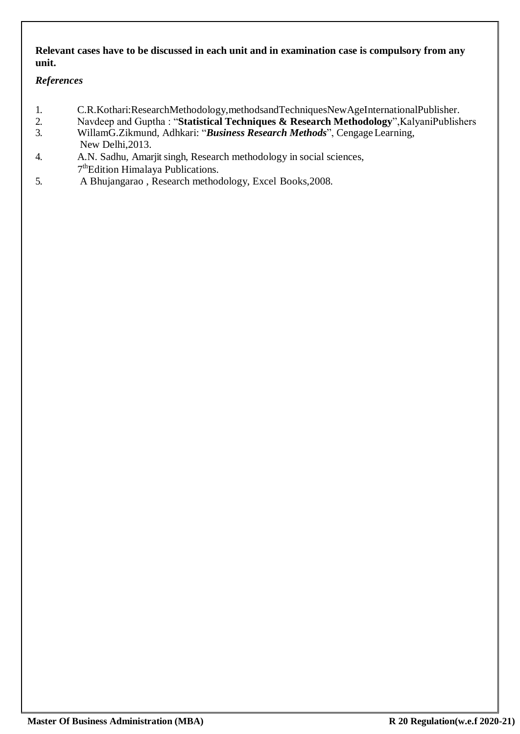**Relevant cases have to be discussed in each unit and in examination case is compulsory from any unit.**

***References***

1. C.R.Kothari:ResearchMethodology,methodsandTechniquesNewAgeInternationalPublisher.
2. Navdeep and Guptha : "**Statistical Techniques & Research Methodology**",KalyaniPublishers
3. WillamG.Zikmund, Adhkari: "***Business Research Methods***", Cengage Learning, New Delhi,2013.
4. A.N. Sadhu, Amarjit singh, Research methodology in social sciences, 7th Edition Himalaya Publications.
5. A Bhujangarao , Research methodology, Excel Books,2008.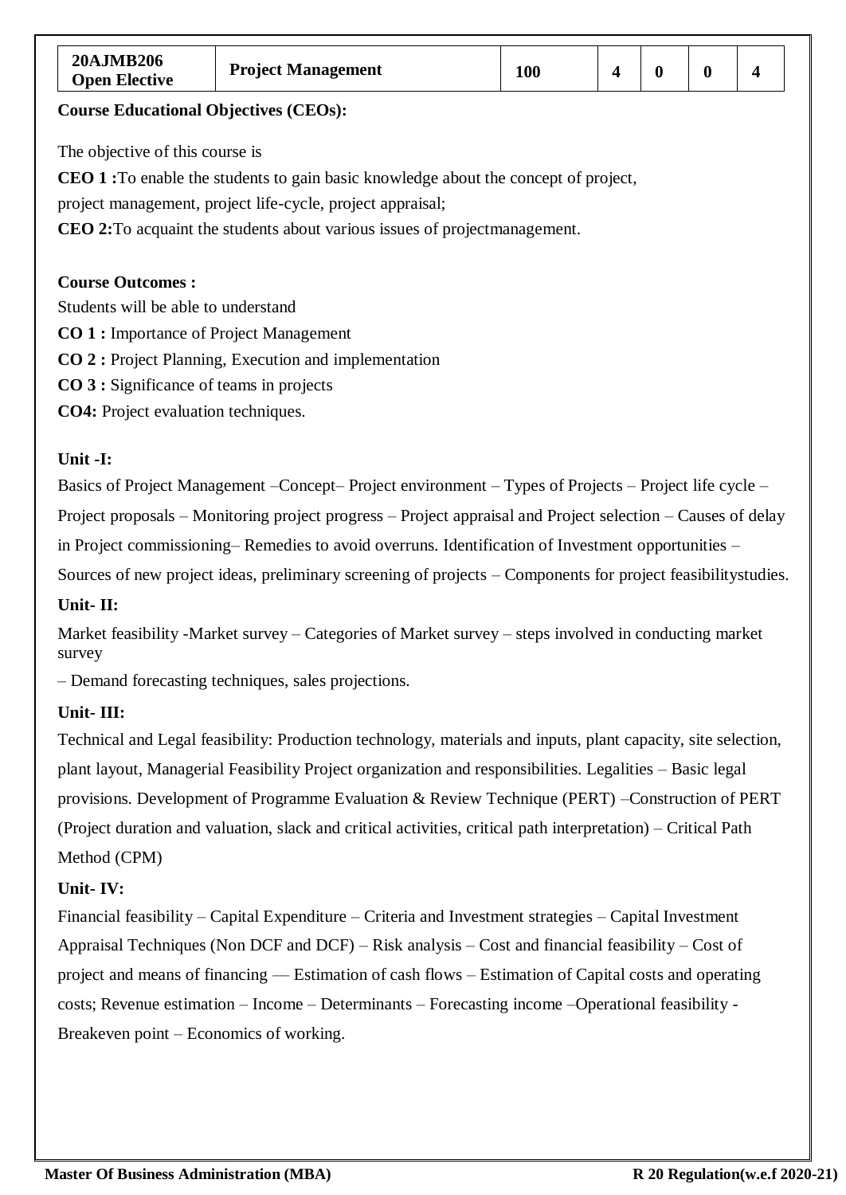| 20AJMB206 Open Elective | Project Management | 100 | 4 | 0 | 0 | 4 |
|---|---|---|---|---|---|---|

**Course Educational Objectives (CEOs):**

The objective of this course is

**CEO 1 :**To enable the students to gain basic knowledge about the concept of project, project management, project life-cycle, project appraisal;

**CEO 2:**To acquaint the students about various issues of projectmanagement.

**Course Outcomes :**

Students will be able to understand

**CO 1 :** Importance of Project Management

**CO 2 :** Project Planning, Execution and implementation

**CO 3 :** Significance of teams in projects

**CO4:** Project evaluation techniques.

**Unit -I:**

Basics of Project Management –Concept– Project environment – Types of Projects – Project life cycle – Project proposals – Monitoring project progress – Project appraisal and Project selection – Causes of delay in Project commissioning– Remedies to avoid overruns. Identification of Investment opportunities – Sources of new project ideas, preliminary screening of projects – Components for project feasibilitystudies.

**Unit- II:**

Market feasibility -Market survey – Categories of Market survey – steps involved in conducting market survey

– Demand forecasting techniques, sales projections.

**Unit- III:**

Technical and Legal feasibility: Production technology, materials and inputs, plant capacity, site selection, plant layout, Managerial Feasibility Project organization and responsibilities. Legalities – Basic legal provisions. Development of Programme Evaluation & Review Technique (PERT) –Construction of PERT (Project duration and valuation, slack and critical activities, critical path interpretation) – Critical Path Method (CPM)

**Unit- IV:**

Financial feasibility – Capital Expenditure – Criteria and Investment strategies – Capital Investment Appraisal Techniques (Non DCF and DCF) – Risk analysis – Cost and financial feasibility – Cost of project and means of financing –– Estimation of cash flows – Estimation of Capital costs and operating costs; Revenue estimation – Income – Determinants – Forecasting income –Operational feasibility - Breakeven point – Economics of working.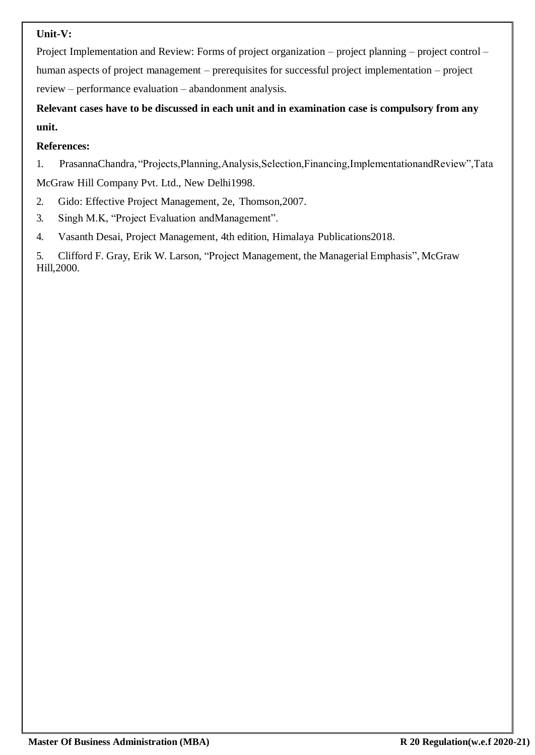**Unit-V:**

Project Implementation and Review: Forms of project organization – project planning – project control – human aspects of project management – prerequisites for successful project implementation – project review – performance evaluation – abandonment analysis.

**Relevant cases have to be discussed in each unit and in examination case is compulsory from any unit.**

**References:**

1. PrasannaChandra, "Projects,Planning,Analysis,Selection,Financing,ImplementationandReview",Tata McGraw Hill Company Pvt. Ltd., New Delhi1998.
2. Gido: Effective Project Management, 2e, Thomson,2007.
3. Singh M.K, "Project Evaluation andManagement".
4. Vasanth Desai, Project Management, 4th edition, Himalaya Publications2018.
5. Clifford F. Gray, Erik W. Larson, "Project Management, the Managerial Emphasis", McGraw Hill,2000.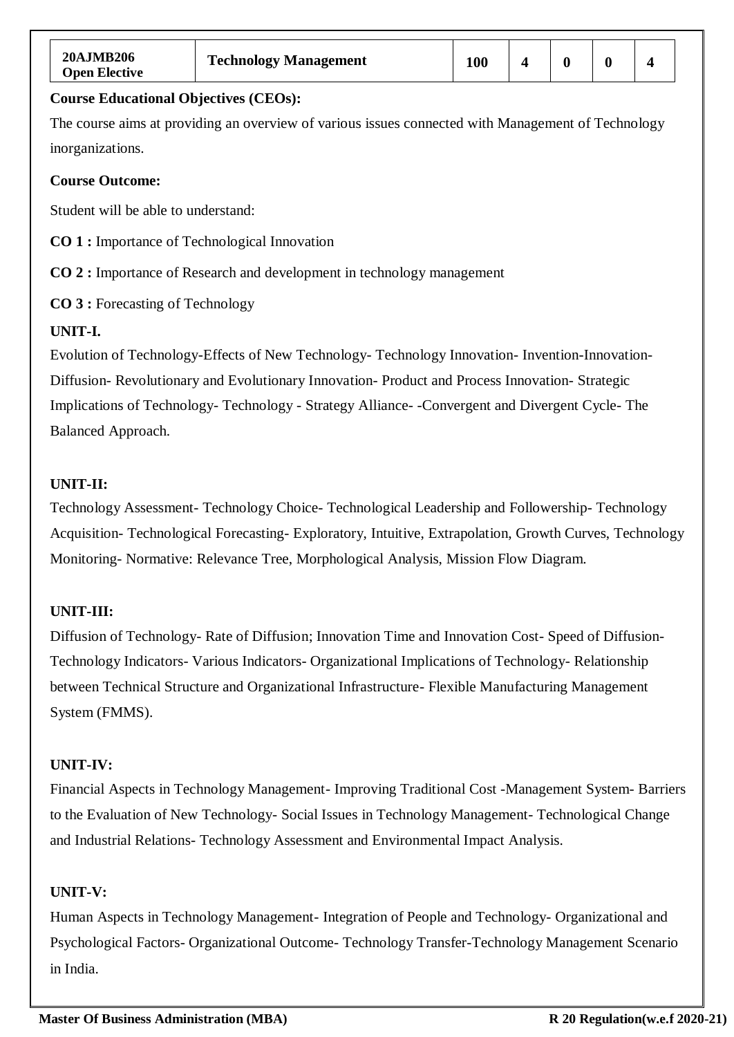| 20AJMB206 Open Elective | Technology Management | 100 | 4 | 0 | 0 | 4 |
|---|---|---|---|---|---|---|

**Course Educational Objectives (CEOs):**

The course aims at providing an overview of various issues connected with Management of Technology inorganizations.

**Course Outcome:**

Student will be able to understand:

**CO 1 :** Importance of Technological Innovation

**CO 2 :** Importance of Research and development in technology management

**CO 3 :** Forecasting of Technology

**UNIT-I.**

Evolution of Technology-Effects of New Technology- Technology Innovation- Invention-Innovation-Diffusion- Revolutionary and Evolutionary Innovation- Product and Process Innovation- Strategic Implications of Technology- Technology - Strategy Alliance- -Convergent and Divergent Cycle- The Balanced Approach.

**UNIT-II:**

Technology Assessment- Technology Choice- Technological Leadership and Followership- Technology Acquisition- Technological Forecasting- Exploratory, Intuitive, Extrapolation, Growth Curves, Technology Monitoring- Normative: Relevance Tree, Morphological Analysis, Mission Flow Diagram.

**UNIT-III:**

Diffusion of Technology- Rate of Diffusion; Innovation Time and Innovation Cost- Speed of Diffusion-Technology Indicators- Various Indicators- Organizational Implications of Technology- Relationship between Technical Structure and Organizational Infrastructure- Flexible Manufacturing Management System (FMMS).

**UNIT-IV:**

Financial Aspects in Technology Management- Improving Traditional Cost -Management System- Barriers to the Evaluation of New Technology- Social Issues in Technology Management- Technological Change and Industrial Relations- Technology Assessment and Environmental Impact Analysis.

**UNIT-V:**

Human Aspects in Technology Management- Integration of People and Technology- Organizational and Psychological Factors- Organizational Outcome- Technology Transfer-Technology Management Scenario in India.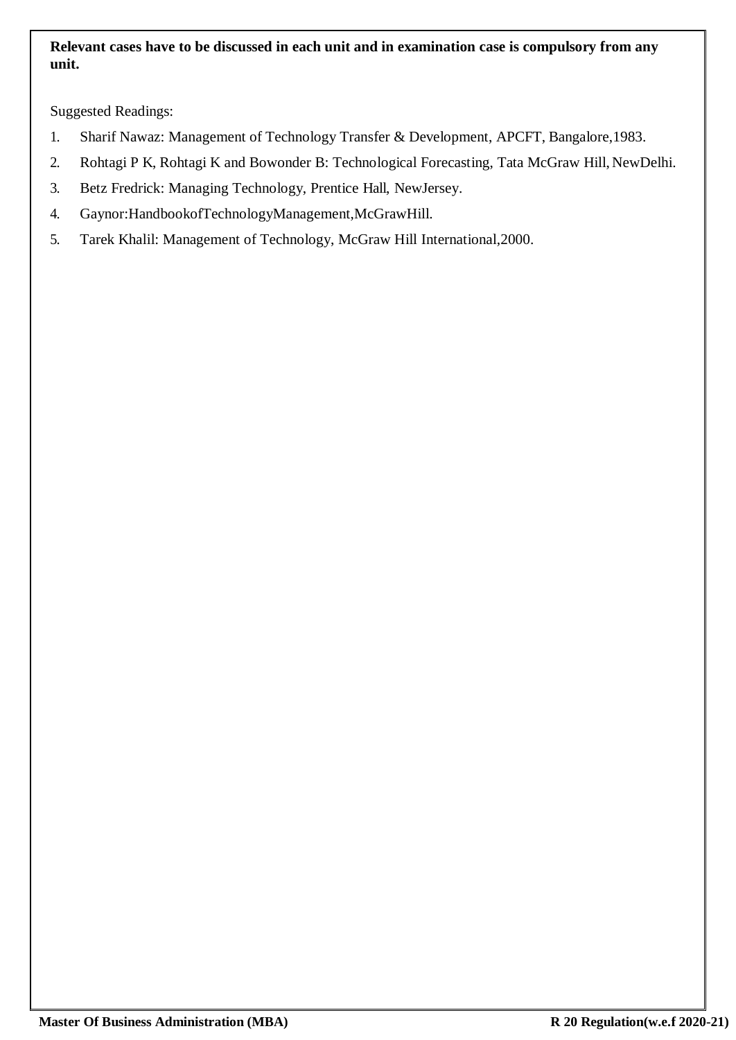**Relevant cases have to be discussed in each unit and in examination case is compulsory from any unit.**

Suggested Readings:

1. Sharif Nawaz: Management of Technology Transfer & Development, APCFT, Bangalore,1983.
2. Rohtagi P K, Rohtagi K and Bowonder B: Technological Forecasting, Tata McGraw Hill, NewDelhi.
3. Betz Fredrick: Managing Technology, Prentice Hall, NewJersey.
4. Gaynor:HandbookofTechnologyManagement,McGrawHill.
5. Tarek Khalil: Management of Technology, McGraw Hill International,2000.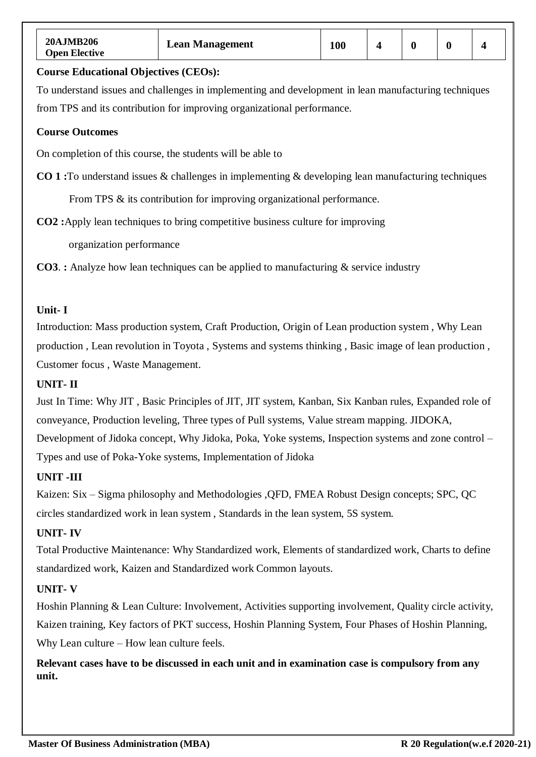| 20AJMB206 Open Elective | Lean Management | 100 | 4 | 0 | 0 | 4 |
|---|---|---|---|---|---|---|

**Course Educational Objectives (CEOs):**

To understand issues and challenges in implementing and development in lean manufacturing techniques from TPS and its contribution for improving organizational performance.

**Course Outcomes**

On completion of this course, the students will be able to

**CO 1 :** To understand issues & challenges in implementing & developing lean manufacturing techniques From TPS & its contribution for improving organizational performance.

**CO2 :** Apply lean techniques to bring competitive business culture for improving organization performance

**CO3**. **:** Analyze how lean techniques can be applied to manufacturing & service industry

**Unit- I**

Introduction: Mass production system, Craft Production, Origin of Lean production system , Why Lean production , Lean revolution in Toyota , Systems and systems thinking , Basic image of lean production , Customer focus , Waste Management.

**UNIT- II**

Just In Time: Why JIT , Basic Principles of JIT, JIT system, Kanban, Six Kanban rules, Expanded role of conveyance, Production leveling, Three types of Pull systems, Value stream mapping. JIDOKA, Development of Jidoka concept, Why Jidoka, Poka, Yoke systems, Inspection systems and zone control – Types and use of Poka-Yoke systems, Implementation of Jidoka

**UNIT -III**

Kaizen: Six – Sigma philosophy and Methodologies ,QFD, FMEA Robust Design concepts; SPC, QC circles standardized work in lean system , Standards in the lean system, 5S system.

**UNIT- IV**

Total Productive Maintenance: Why Standardized work, Elements of standardized work, Charts to define standardized work, Kaizen and Standardized work Common layouts.

**UNIT- V**

Hoshin Planning & Lean Culture: Involvement, Activities supporting involvement, Quality circle activity, Kaizen training, Key factors of PKT success, Hoshin Planning System, Four Phases of Hoshin Planning, Why Lean culture – How lean culture feels.

**Relevant cases have to be discussed in each unit and in examination case is compulsory from any unit.**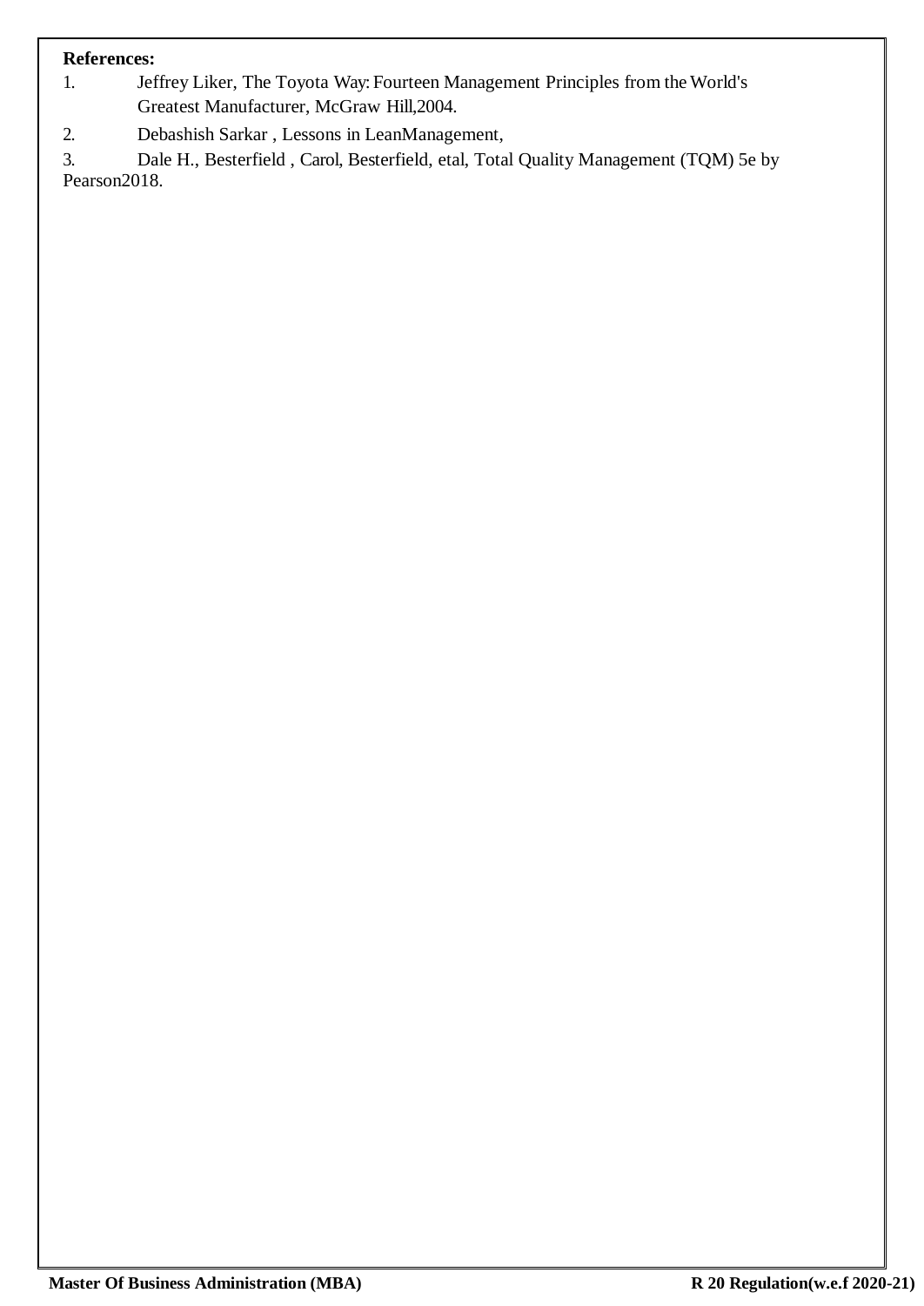**References:**

1. Jeffrey Liker, The Toyota Way: Fourteen Management Principles from the World's Greatest Manufacturer, McGraw Hill,2004.
2. Debashish Sarkar , Lessons in LeanManagement,
3. Dale H., Besterfield , Carol, Besterfield, etal, Total Quality Management (TQM) 5e by Pearson2018.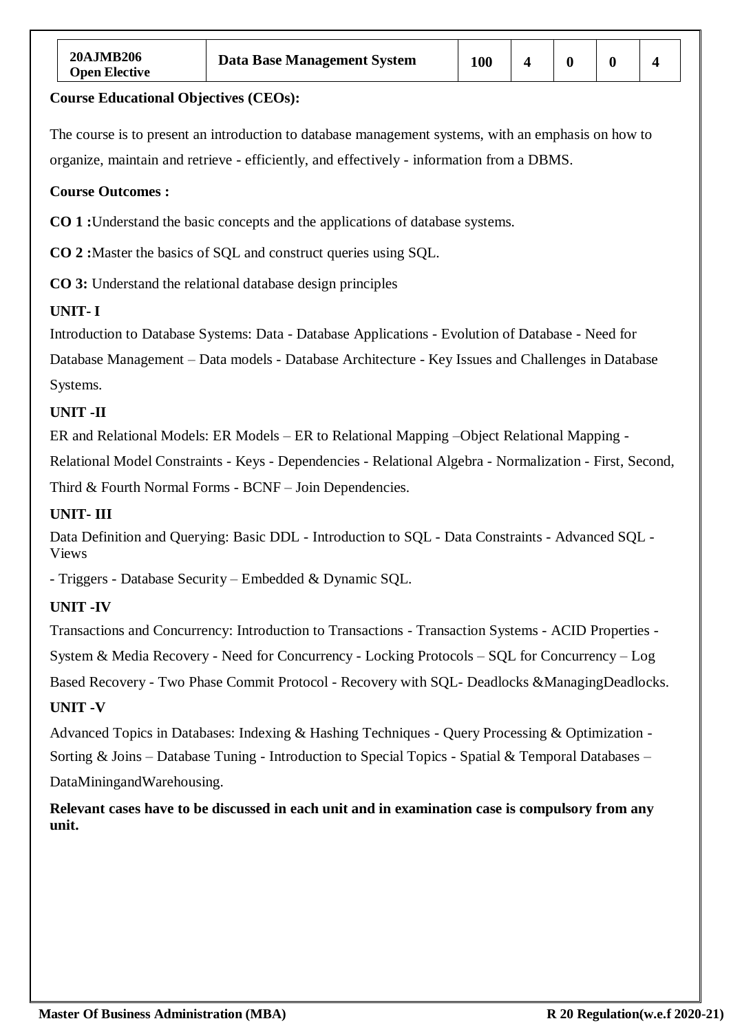| 20AJMB206 Open Elective | Data Base Management System | 100 | 4 | 0 | 0 | 4 |
|---|---|---|---|---|---|---|

**Course Educational Objectives (CEOs):**

The course is to present an introduction to database management systems, with an emphasis on how to organize, maintain and retrieve - efficiently, and effectively - information from a DBMS.

**Course Outcomes :**

**CO 1 :**Understand the basic concepts and the applications of database systems.

**CO 2 :**Master the basics of SQL and construct queries using SQL.

**CO 3:** Understand the relational database design principles

**UNIT- I**

Introduction to Database Systems: Data - Database Applications - Evolution of Database - Need for Database Management – Data models - Database Architecture - Key Issues and Challenges in Database Systems.

**UNIT -II**

ER and Relational Models: ER Models – ER to Relational Mapping –Object Relational Mapping - Relational Model Constraints - Keys - Dependencies - Relational Algebra - Normalization - First, Second, Third & Fourth Normal Forms - BCNF – Join Dependencies.

**UNIT- III**

Data Definition and Querying: Basic DDL - Introduction to SQL - Data Constraints - Advanced SQL - Views

- Triggers - Database Security – Embedded & Dynamic SQL.

**UNIT -IV**

Transactions and Concurrency: Introduction to Transactions - Transaction Systems - ACID Properties - System & Media Recovery - Need for Concurrency - Locking Protocols – SQL for Concurrency – Log Based Recovery - Two Phase Commit Protocol - Recovery with SQL- Deadlocks &ManagingDeadlocks.

**UNIT -V**

Advanced Topics in Databases: Indexing & Hashing Techniques - Query Processing & Optimization - Sorting & Joins – Database Tuning - Introduction to Special Topics - Spatial & Temporal Databases – DataMiningandWarehousing.

**Relevant cases have to be discussed in each unit and in examination case is compulsory from any unit.**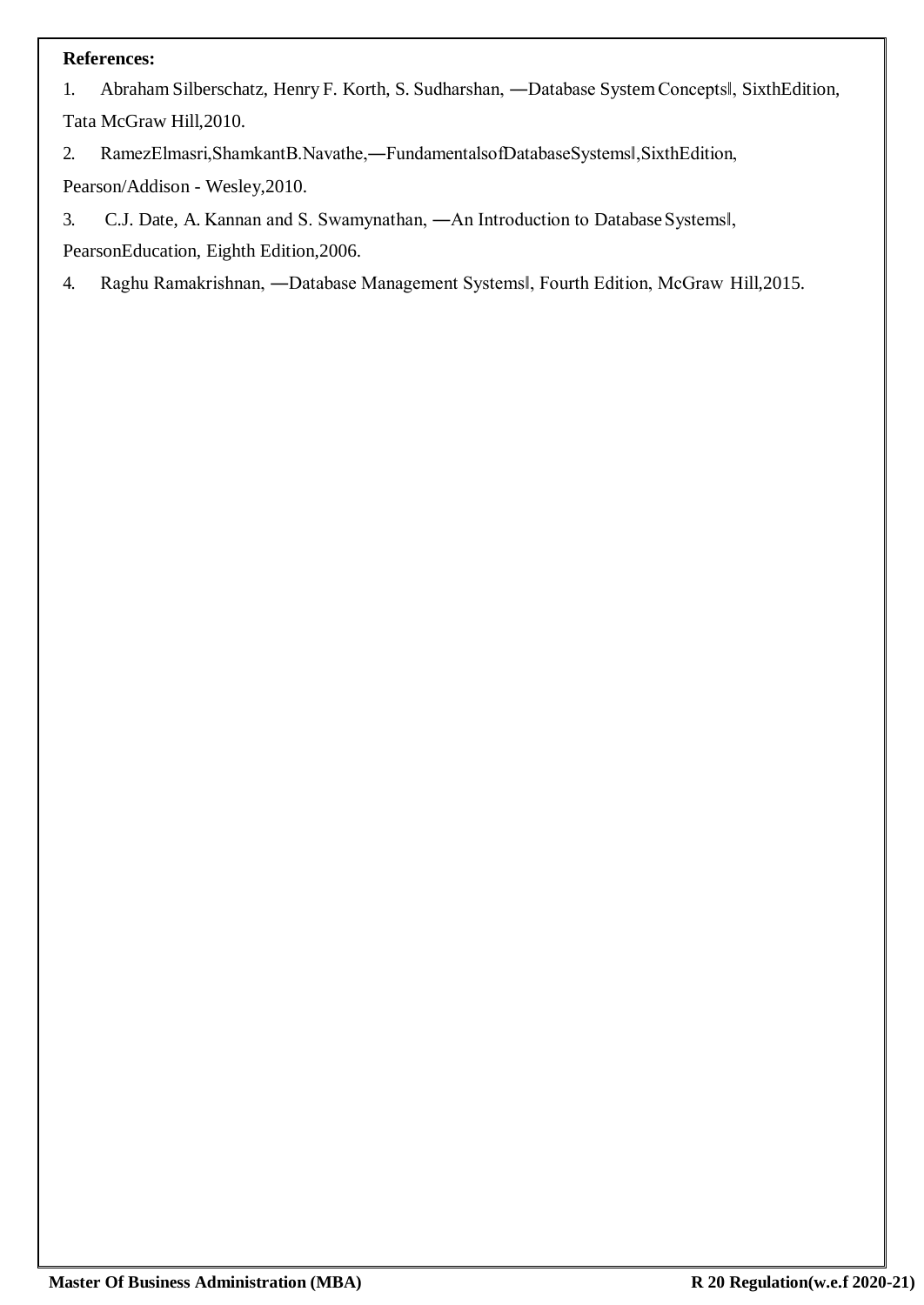**References:**

1. Abraham Silberschatz, Henry F. Korth, S. Sudharshan, ―Database System Concepts‖, SixthEdition, Tata McGraw Hill,2010.
2. RamezElmasri,ShamkantB.Navathe,―FundamentalsofDatabaseSystems‖,SixthEdition, Pearson/Addison - Wesley,2010.
3. C.J. Date, A. Kannan and S. Swamynathan, ―An Introduction to Database Systems‖, PearsonEducation, Eighth Edition,2006.
4. Raghu Ramakrishnan, ―Database Management Systems‖, Fourth Edition, McGraw Hill,2015.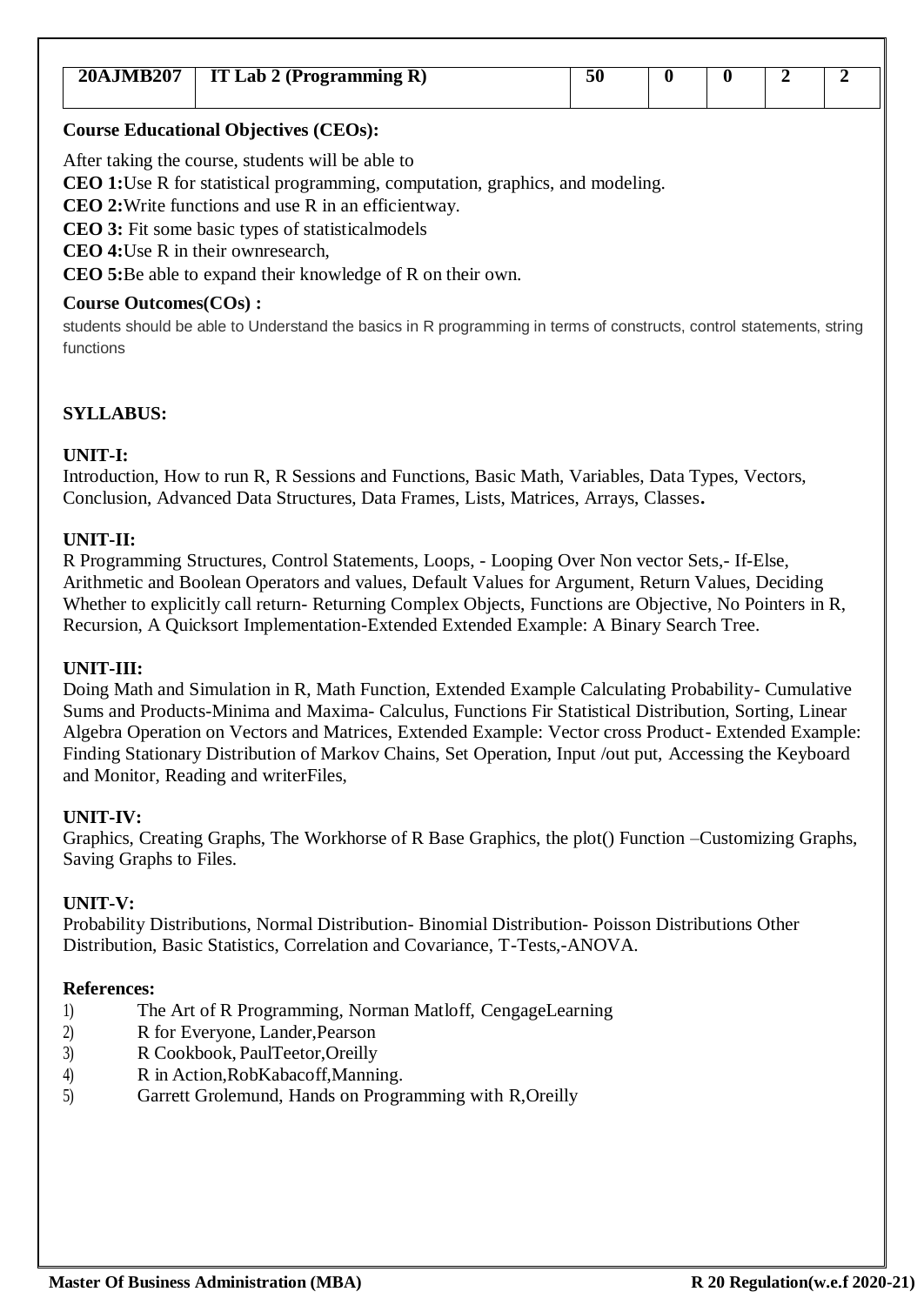| | | | | | | |
|---|---|---|---|---|---|---|
| **20AJMB207** | **IT Lab 2 (Programming R)** | **50** | **0** | **0** | **2** | **2** |

**Course Educational Objectives (CEOs):**

After taking the course, students will be able to

**CEO 1:**Use R for statistical programming, computation, graphics, and modeling.

**CEO 2:**Write functions and use R in an efficientway.

**CEO 3:** Fit some basic types of statisticalmodels

**CEO 4:**Use R in their ownresearch,

**CEO 5:**Be able to expand their knowledge of R on their own.

**Course Outcomes(COs) :**

students should be able to Understand the basics in R programming in terms of constructs, control statements, string functions

**SYLLABUS:**

**UNIT-I:**

Introduction, How to run R, R Sessions and Functions, Basic Math, Variables, Data Types, Vectors, Conclusion, Advanced Data Structures, Data Frames, Lists, Matrices, Arrays, Classes**.**

**UNIT-II:**

R Programming Structures, Control Statements, Loops, - Looping Over Non vector Sets,- If-Else, Arithmetic and Boolean Operators and values, Default Values for Argument, Return Values, Deciding Whether to explicitly call return- Returning Complex Objects, Functions are Objective, No Pointers in R, Recursion, A Quicksort Implementation-Extended Extended Example: A Binary Search Tree.

**UNIT-III:**

Doing Math and Simulation in R, Math Function, Extended Example Calculating Probability- Cumulative Sums and Products-Minima and Maxima- Calculus, Functions Fir Statistical Distribution, Sorting, Linear Algebra Operation on Vectors and Matrices, Extended Example: Vector cross Product- Extended Example: Finding Stationary Distribution of Markov Chains, Set Operation, Input /out put, Accessing the Keyboard and Monitor, Reading and writerFiles,

**UNIT-IV:**

Graphics, Creating Graphs, The Workhorse of R Base Graphics, the plot() Function –Customizing Graphs, Saving Graphs to Files.

**UNIT-V:**

Probability Distributions, Normal Distribution- Binomial Distribution- Poisson Distributions Other Distribution, Basic Statistics, Correlation and Covariance, T-Tests,-ANOVA.

**References:**

1) The Art of R Programming, Norman Matloff, CengageLearning
2) R for Everyone, Lander,Pearson
3) R Cookbook, PaulTeetor,Oreilly
4) R in Action,RobKabacoff,Manning.
5) Garrett Grolemund, Hands on Programming with R,Oreilly